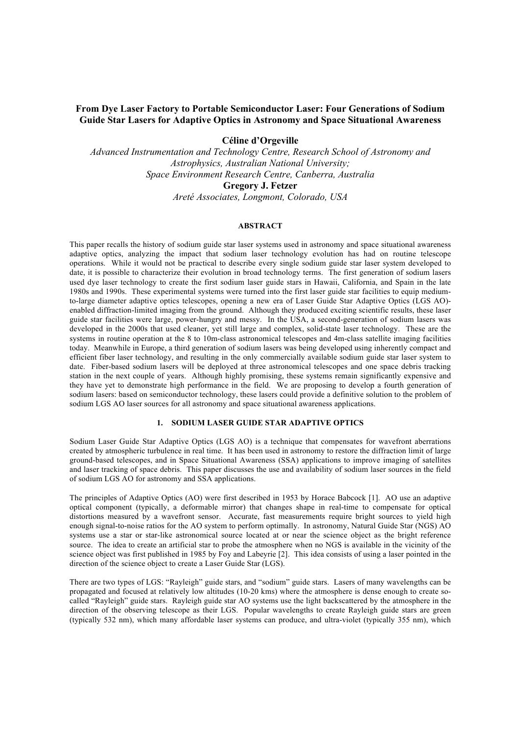# From Dye Laser Factory to Portable Semiconductor Laser: Four Generations of Sodium Guide Star Lasers for Adaptive Optics in Astronomy and Space Situational Awareness

**Céline d'Orgeville**

*Advanced Instrumentation and Technology Centre, Research School of Astronomy and Astrophysics, Australian National University;*
*Space Environment Research Centre, Canberra, Australia*

**Gregory J. Fetzer**

*Areté Associates, Longmont, Colorado, USA*

## ABSTRACT

This paper recalls the history of sodium guide star laser systems used in astronomy and space situational awareness adaptive optics, analyzing the impact that sodium laser technology evolution has had on routine telescope operations. While it would not be practical to describe every single sodium guide star laser system developed to date, it is possible to characterize their evolution in broad technology terms. The first generation of sodium lasers used dye laser technology to create the first sodium laser guide stars in Hawaii, California, and Spain in the late 1980s and 1990s. These experimental systems were turned into the first laser guide star facilities to equip medium-to-large diameter adaptive optics telescopes, opening a new era of Laser Guide Star Adaptive Optics (LGS AO)-enabled diffraction-limited imaging from the ground. Although they produced exciting scientific results, these laser guide star facilities were large, power-hungry and messy. In the USA, a second-generation of sodium lasers was developed in the 2000s that used cleaner, yet still large and complex, solid-state laser technology. These are the systems in routine operation at the 8 to 10m-class astronomical telescopes and 4m-class satellite imaging facilities today. Meanwhile in Europe, a third generation of sodium lasers was being developed using inherently compact and efficient fiber laser technology, and resulting in the only commercially available sodium guide star laser system to date. Fiber-based sodium lasers will be deployed at three astronomical telescopes and one space debris tracking station in the next couple of years. Although highly promising, these systems remain significantly expensive and they have yet to demonstrate high performance in the field. We are proposing to develop a fourth generation of sodium lasers: based on semiconductor technology, these lasers could provide a definitive solution to the problem of sodium LGS AO laser sources for all astronomy and space situational awareness applications.

## 1. SODIUM LASER GUIDE STAR ADAPTIVE OPTICS

Sodium Laser Guide Star Adaptive Optics (LGS AO) is a technique that compensates for wavefront aberrations created by atmospheric turbulence in real time. It has been used in astronomy to restore the diffraction limit of large ground-based telescopes, and in Space Situational Awareness (SSA) applications to improve imaging of satellites and laser tracking of space debris. This paper discusses the use and availability of sodium laser sources in the field of sodium LGS AO for astronomy and SSA applications.

The principles of Adaptive Optics (AO) were first described in 1953 by Horace Babcock [1]. AO use an adaptive optical component (typically, a deformable mirror) that changes shape in real-time to compensate for optical distortions measured by a wavefront sensor. Accurate, fast measurements require bright sources to yield high enough signal-to-noise ratios for the AO system to perform optimally. In astronomy, Natural Guide Star (NGS) AO systems use a star or star-like astronomical source located at or near the science object as the bright reference source. The idea to create an artificial star to probe the atmosphere when no NGS is available in the vicinity of the science object was first published in 1985 by Foy and Labeyrie [2]. This idea consists of using a laser pointed in the direction of the science object to create a Laser Guide Star (LGS).

There are two types of LGS: "Rayleigh" guide stars, and "sodium" guide stars. Lasers of many wavelengths can be propagated and focused at relatively low altitudes (10-20 kms) where the atmosphere is dense enough to create so-called "Rayleigh" guide stars. Rayleigh guide star AO systems use the light backscattered by the atmosphere in the direction of the observing telescope as their LGS. Popular wavelengths to create Rayleigh guide stars are green (typically 532 nm), which many affordable laser systems can produce, and ultra-violet (typically 355 nm), which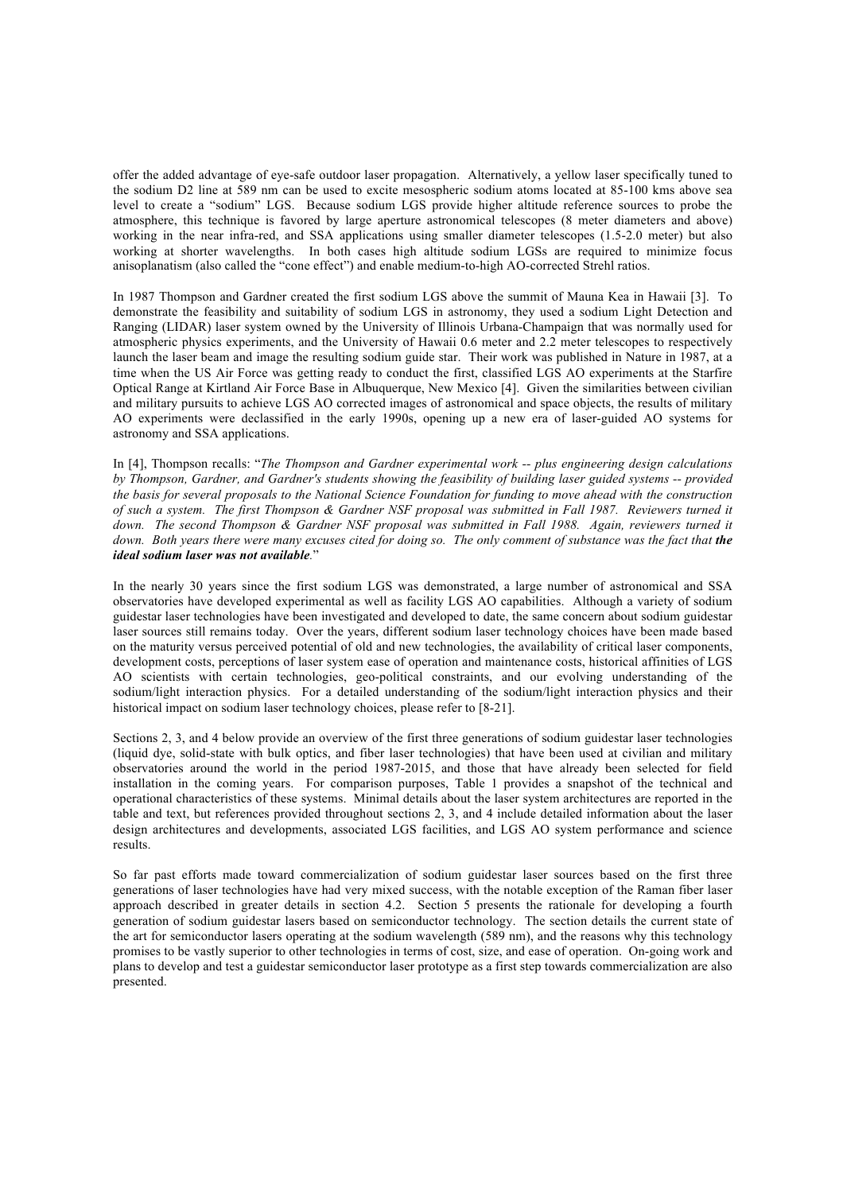offer the added advantage of eye-safe outdoor laser propagation. Alternatively, a yellow laser specifically tuned to the sodium D2 line at 589 nm can be used to excite mesospheric sodium atoms located at 85-100 kms above sea level to create a "sodium" LGS. Because sodium LGS provide higher altitude reference sources to probe the atmosphere, this technique is favored by large aperture astronomical telescopes (8 meter diameters and above) working in the near infra-red, and SSA applications using smaller diameter telescopes (1.5-2.0 meter) but also working at shorter wavelengths. In both cases high altitude sodium LGSs are required to minimize focus anisoplanatism (also called the "cone effect") and enable medium-to-high AO-corrected Strehl ratios.

In 1987 Thompson and Gardner created the first sodium LGS above the summit of Mauna Kea in Hawaii [3]. To demonstrate the feasibility and suitability of sodium LGS in astronomy, they used a sodium Light Detection and Ranging (LIDAR) laser system owned by the University of Illinois Urbana-Champaign that was normally used for atmospheric physics experiments, and the University of Hawaii 0.6 meter and 2.2 meter telescopes to respectively launch the laser beam and image the resulting sodium guide star. Their work was published in Nature in 1987, at a time when the US Air Force was getting ready to conduct the first, classified LGS AO experiments at the Starfire Optical Range at Kirtland Air Force Base in Albuquerque, New Mexico [4]. Given the similarities between civilian and military pursuits to achieve LGS AO corrected images of astronomical and space objects, the results of military AO experiments were declassified in the early 1990s, opening up a new era of laser-guided AO systems for astronomy and SSA applications.

In [4], Thompson recalls: "*The Thompson and Gardner experimental work -- plus engineering design calculations by Thompson, Gardner, and Gardner's students showing the feasibility of building laser guided systems -- provided the basis for several proposals to the National Science Foundation for funding to move ahead with the construction of such a system. The first Thompson & Gardner NSF proposal was submitted in Fall 1987. Reviewers turned it down. The second Thompson & Gardner NSF proposal was submitted in Fall 1988. Again, reviewers turned it down. Both years there were many excuses cited for doing so. The only comment of substance was the fact that* ***the ideal sodium laser was not available****.*"

In the nearly 30 years since the first sodium LGS was demonstrated, a large number of astronomical and SSA observatories have developed experimental as well as facility LGS AO capabilities. Although a variety of sodium guidestar laser technologies have been investigated and developed to date, the same concern about sodium guidestar laser sources still remains today. Over the years, different sodium laser technology choices have been made based on the maturity versus perceived potential of old and new technologies, the availability of critical laser components, development costs, perceptions of laser system ease of operation and maintenance costs, historical affinities of LGS AO scientists with certain technologies, geo-political constraints, and our evolving understanding of the sodium/light interaction physics. For a detailed understanding of the sodium/light interaction physics and their historical impact on sodium laser technology choices, please refer to [8-21].

Sections 2, 3, and 4 below provide an overview of the first three generations of sodium guidestar laser technologies (liquid dye, solid-state with bulk optics, and fiber laser technologies) that have been used at civilian and military observatories around the world in the period 1987-2015, and those that have already been selected for field installation in the coming years. For comparison purposes, Table 1 provides a snapshot of the technical and operational characteristics of these systems. Minimal details about the laser system architectures are reported in the table and text, but references provided throughout sections 2, 3, and 4 include detailed information about the laser design architectures and developments, associated LGS facilities, and LGS AO system performance and science results.

So far past efforts made toward commercialization of sodium guidestar laser sources based on the first three generations of laser technologies have had very mixed success, with the notable exception of the Raman fiber laser approach described in greater details in section 4.2. Section 5 presents the rationale for developing a fourth generation of sodium guidestar lasers based on semiconductor technology. The section details the current state of the art for semiconductor lasers operating at the sodium wavelength (589 nm), and the reasons why this technology promises to be vastly superior to other technologies in terms of cost, size, and ease of operation. On-going work and plans to develop and test a guidestar semiconductor laser prototype as a first step towards commercialization are also presented.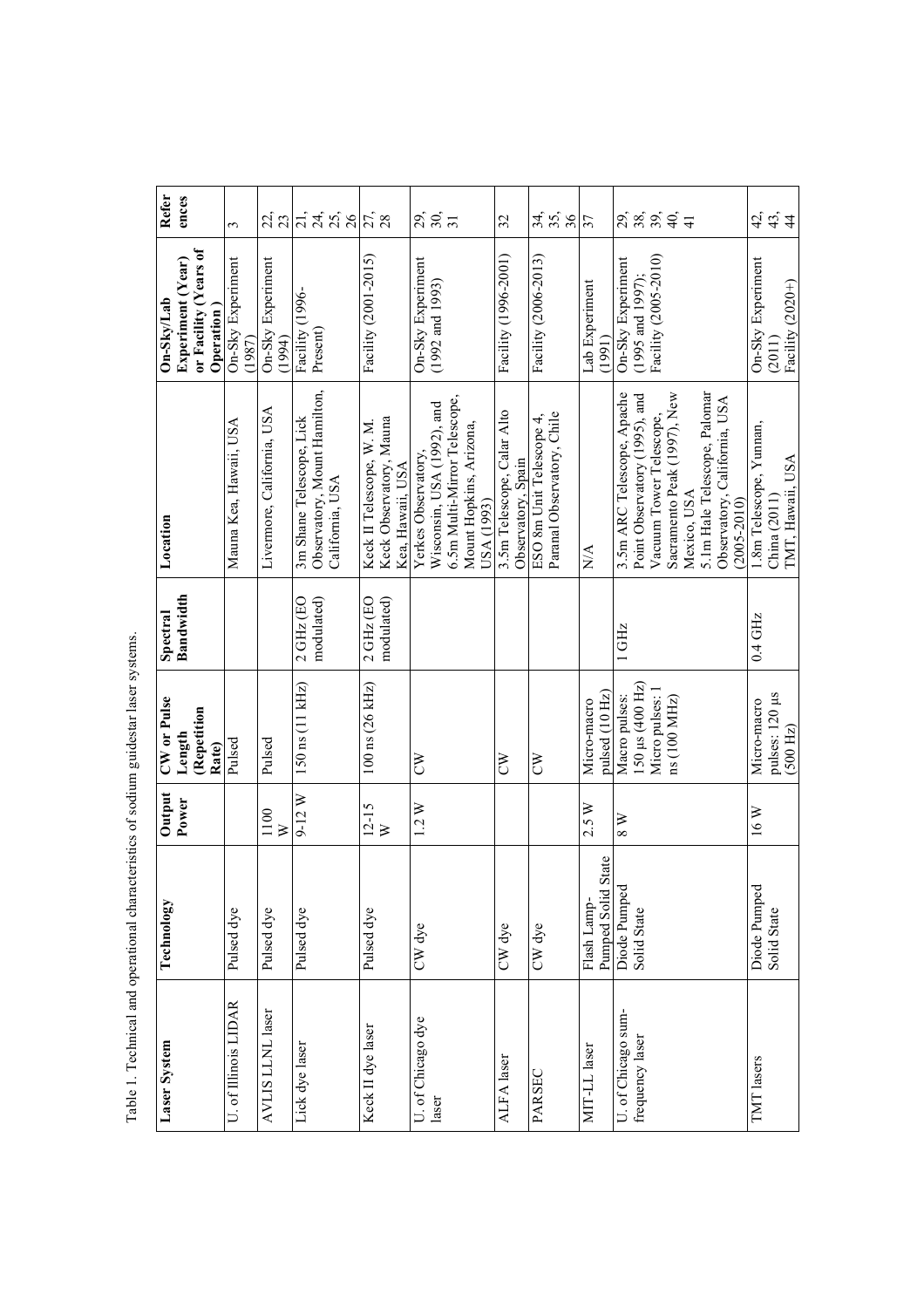Table 1. Technical and operational characteristics of sodium guidestar laser systems.

| Laser System | Technology | Output Power | CW or Pulse Length (Repetition Rate) | Spectral Bandwidth | Location | On-Sky/Lab Experiment (Year) or Facility (Years of Operation) | References |
|---|---|---|---|---|---|---|---|
| U. of Illinois LIDAR | Pulsed dye | | Pulsed | | Mauna Kea, Hawaii, USA | On-Sky Experiment (1987) | 3 |
| AVLIS LLNL laser | Pulsed dye | 1100 W | Pulsed | | Livermore, California, USA | On-Sky Experiment (1994) | 22, 23 |
| Lick dye laser | Pulsed dye | 9-12 W | 150 ns (11 kHz) | 2 GHz (EO modulated) | 3m Shane Telescope, Lick Observatory, Mount Hamilton, California, USA | Facility (1996-Present) | 21, 24, 25, 26 |
| Keck II dye laser | Pulsed dye | 12-15 W | 100 ns (26 kHz) | 2 GHz (EO modulated) | Keck II Telescope, W. M. Keck Observatory, Mauna Kea, Hawaii, USA | Facility (2001-2015) | 27, 28 |
| U. of Chicago dye laser | CW dye | 1.2 W | CW | | Yerkes Observatory, Wisconsin, USA (1992), and 6.5m Multi-Mirror Telescope, Mount Hopkins, Arizona, USA (1993) | On-Sky Experiment (1992 and 1993) | 29, 30, 31 |
| ALFA laser | CW dye | | CW | | 3.5m Telescope, Calar Alto Observatory, Spain | Facility (1996-2001) | 32 |
| PARSEC | CW dye | | CW | | ESO 8m Unit Telescope 4, Paranal Observatory, Chile | Facility (2006-2013) | 34, 35, 36 |
| MIT-LL laser | Flash Lamp-Pumped Solid State | 2.5 W | Micro-macro pulsed (10 Hz) | | N/A | Lab Experiment (1991) | 37 |
| U. of Chicago sum-frequency laser | Diode Pumped Solid State | 8 W | Macro pulses: 150 µs (400 Hz) Micro pulses: 1 ns (100 MHz) | 1 GHz | 3.5m ARC Telescope, Apache Point Observatory (1995), and Vacuum Tower Telescope, Sacramento Peak (1997), New Mexico, USA 5.1m Hale Telescope, Palomar Observatory, California, USA (2005-2010) | On-Sky Experiment (1995 and 1997); Facility (2005-2010) | 29, 38, 39, 40, 41 |
| TMT lasers | Diode Pumped Solid State | 16 W | Micro-macro pulses: 120 µs (500 Hz) | 0.4 GHz | 1.8m Telescope, Yunnan, China (2011) TMT, Hawaii, USA | On-Sky Experiment (2011) Facility (2020+) | 42, 43, 44 |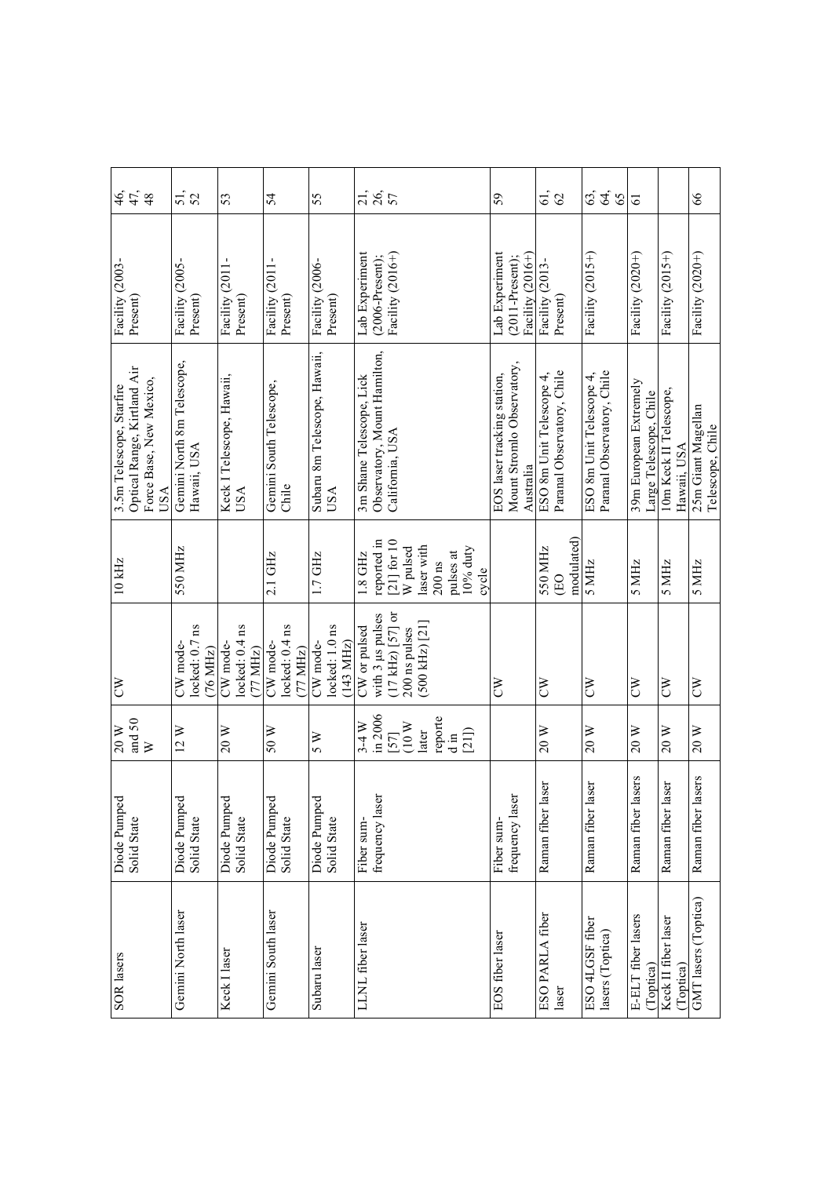| SOR lasers | Diode Pumped Solid State | 20 W and 50 W | CW | 10 kHz | 3.5m Telescope, Starfire Optical Range, Kirtland Air Force Base, New Mexico, USA | Facility (2003-Present) | 46, 47, 48 |
|---|---|---|---|---|---|---|---|
| Gemini North laser | Diode Pumped Solid State | 12 W | CW mode-locked: 0.7 ns (76 MHz) | 550 MHz | Gemini North 8m Telescope, Hawaii, USA | Facility (2005-Present) | 51, 52 |
| Keck I laser | Diode Pumped Solid State | 20 W | CW mode-locked: 0.4 ns (77 MHz) | | Keck I Telescope, Hawaii, USA | Facility (2011-Present) | 53 |
| Gemini South laser | Diode Pumped Solid State | 50 W | CW mode-locked: 0.4 ns (77 MHz) | 2.1 GHz | Gemini South Telescope, Chile | Facility (2011-Present) | 54 |
| Subaru laser | Diode Pumped Solid State | 5 W | CW mode-locked: 1.0 ns (143 MHz) | 1.7 GHz | Subaru 8m Telescope, Hawaii, USA | Facility (2006-Present) | 55 |
| LLNL fiber laser | Fiber sum-frequency laser | 3-4 W in 2006 [57] (10 W later reported in [21]) | CW or pulsed with 3 µs pulses (17 kHz) [57] or 200 ns pulses (500 kHz) [21] | 1.8 GHz reported in [21] for 10 W pulsed laser with 200 ns pulses at 10% duty cycle | 3m Shane Telescope, Lick Observatory, Mount Hamilton, California, USA | Lab Experiment (2006-Present); Facility (2016+) | 21, 26, 57 |
| EOS fiber laser | Fiber sum-frequency laser | | CW | | EOS laser tracking station, Mount Stromlo Observatory, Australia | Lab Experiment (2011-Present); Facility (2016+) | 59 |
| ESO PARLA fiber laser | Raman fiber laser | 20 W | CW | 550 MHz (EO modulated) | ESO 8m Unit Telescope 4, Paranal Observatory, Chile | Facility (2013-Present) | 61, 62 |
| ESO 4LGSF fiber lasers (Toptica) | Raman fiber laser | 20 W | CW | 5 MHz | ESO 8m Unit Telescope 4, Paranal Observatory, Chile | Facility (2015+) | 63, 64, 65 |
| E-ELT fiber lasers (Toptica) | Raman fiber lasers | 20 W | CW | 5 MHz | 39m European Extremely Large Telescope, Chile | Facility (2020+) | 61 |
| Keck II fiber laser (Toptica) | Raman fiber laser | 20 W | CW | 5 MHz | 10m Keck II Telescope, Hawaii, USA | Facility (2015+) | |
| GMT lasers (Toptica) | Raman fiber lasers | 20 W | CW | 5 MHz | 25m Giant Magellan Telescope, Chile | Facility (2020+) | 66 |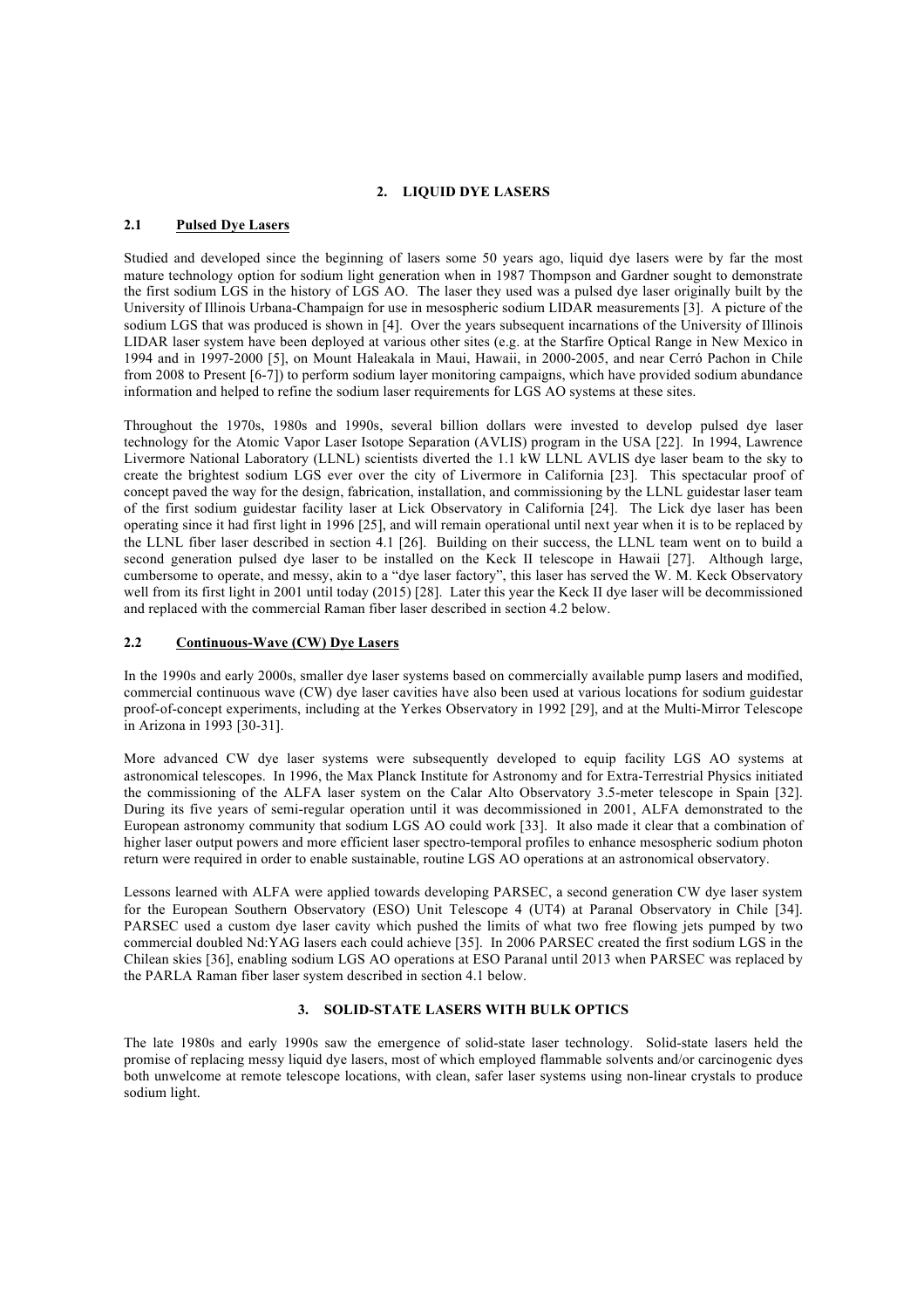## 2. LIQUID DYE LASERS

### 2.1 Pulsed Dye Lasers

Studied and developed since the beginning of lasers some 50 years ago, liquid dye lasers were by far the most mature technology option for sodium light generation when in 1987 Thompson and Gardner sought to demonstrate the first sodium LGS in the history of LGS AO. The laser they used was a pulsed dye laser originally built by the University of Illinois Urbana-Champaign for use in mesospheric sodium LIDAR measurements [3]. A picture of the sodium LGS that was produced is shown in [4]. Over the years subsequent incarnations of the University of Illinois LIDAR laser system have been deployed at various other sites (e.g. at the Starfire Optical Range in New Mexico in 1994 and in 1997-2000 [5], on Mount Haleakala in Maui, Hawaii, in 2000-2005, and near Cerró Pachon in Chile from 2008 to Present [6-7]) to perform sodium layer monitoring campaigns, which have provided sodium abundance information and helped to refine the sodium laser requirements for LGS AO systems at these sites.

Throughout the 1970s, 1980s and 1990s, several billion dollars were invested to develop pulsed dye laser technology for the Atomic Vapor Laser Isotope Separation (AVLIS) program in the USA [22]. In 1994, Lawrence Livermore National Laboratory (LLNL) scientists diverted the 1.1 kW LLNL AVLIS dye laser beam to the sky to create the brightest sodium LGS ever over the city of Livermore in California [23]. This spectacular proof of concept paved the way for the design, fabrication, installation, and commissioning by the LLNL guidestar laser team of the first sodium guidestar facility laser at Lick Observatory in California [24]. The Lick dye laser has been operating since it had first light in 1996 [25], and will remain operational until next year when it is to be replaced by the LLNL fiber laser described in section 4.1 [26]. Building on their success, the LLNL team went on to build a second generation pulsed dye laser to be installed on the Keck II telescope in Hawaii [27]. Although large, cumbersome to operate, and messy, akin to a "dye laser factory", this laser has served the W. M. Keck Observatory well from its first light in 2001 until today (2015) [28]. Later this year the Keck II dye laser will be decommissioned and replaced with the commercial Raman fiber laser described in section 4.2 below.

### 2.2 Continuous-Wave (CW) Dye Lasers

In the 1990s and early 2000s, smaller dye laser systems based on commercially available pump lasers and modified, commercial continuous wave (CW) dye laser cavities have also been used at various locations for sodium guidestar proof-of-concept experiments, including at the Yerkes Observatory in 1992 [29], and at the Multi-Mirror Telescope in Arizona in 1993 [30-31].

More advanced CW dye laser systems were subsequently developed to equip facility LGS AO systems at astronomical telescopes. In 1996, the Max Planck Institute for Astronomy and for Extra-Terrestrial Physics initiated the commissioning of the ALFA laser system on the Calar Alto Observatory 3.5-meter telescope in Spain [32]. During its five years of semi-regular operation until it was decommissioned in 2001, ALFA demonstrated to the European astronomy community that sodium LGS AO could work [33]. It also made it clear that a combination of higher laser output powers and more efficient laser spectro-temporal profiles to enhance mesospheric sodium photon return were required in order to enable sustainable, routine LGS AO operations at an astronomical observatory.

Lessons learned with ALFA were applied towards developing PARSEC, a second generation CW dye laser system for the European Southern Observatory (ESO) Unit Telescope 4 (UT4) at Paranal Observatory in Chile [34]. PARSEC used a custom dye laser cavity which pushed the limits of what two free flowing jets pumped by two commercial doubled Nd:YAG lasers each could achieve [35]. In 2006 PARSEC created the first sodium LGS in the Chilean skies [36], enabling sodium LGS AO operations at ESO Paranal until 2013 when PARSEC was replaced by the PARLA Raman fiber laser system described in section 4.1 below.

## 3. SOLID-STATE LASERS WITH BULK OPTICS

The late 1980s and early 1990s saw the emergence of solid-state laser technology. Solid-state lasers held the promise of replacing messy liquid dye lasers, most of which employed flammable solvents and/or carcinogenic dyes both unwelcome at remote telescope locations, with clean, safer laser systems using non-linear crystals to produce sodium light.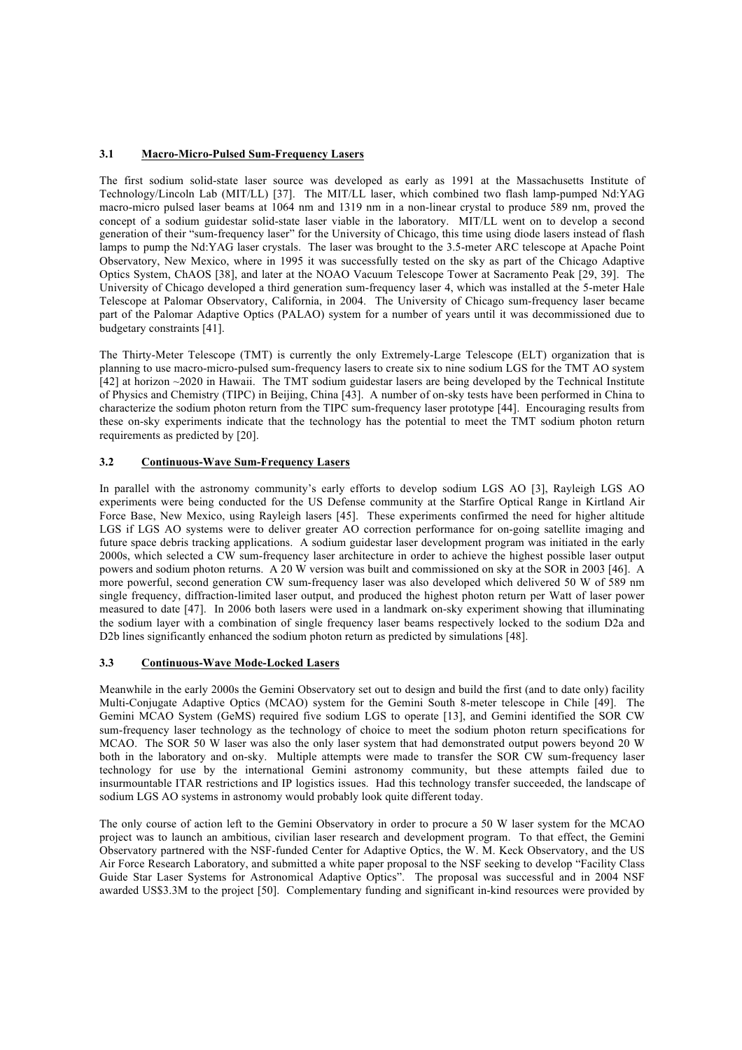### 3.1 Macro-Micro-Pulsed Sum-Frequency Lasers

The first sodium solid-state laser source was developed as early as 1991 at the Massachusetts Institute of Technology/Lincoln Lab (MIT/LL) [37]. The MIT/LL laser, which combined two flash lamp-pumped Nd:YAG macro-micro pulsed laser beams at 1064 nm and 1319 nm in a non-linear crystal to produce 589 nm, proved the concept of a sodium guidestar solid-state laser viable in the laboratory. MIT/LL went on to develop a second generation of their "sum-frequency laser" for the University of Chicago, this time using diode lasers instead of flash lamps to pump the Nd:YAG laser crystals. The laser was brought to the 3.5-meter ARC telescope at Apache Point Observatory, New Mexico, where in 1995 it was successfully tested on the sky as part of the Chicago Adaptive Optics System, ChAOS [38], and later at the NOAO Vacuum Telescope Tower at Sacramento Peak [29, 39]. The University of Chicago developed a third generation sum-frequency laser 4, which was installed at the 5-meter Hale Telescope at Palomar Observatory, California, in 2004. The University of Chicago sum-frequency laser became part of the Palomar Adaptive Optics (PALAO) system for a number of years until it was decommissioned due to budgetary constraints [41].

The Thirty-Meter Telescope (TMT) is currently the only Extremely-Large Telescope (ELT) organization that is planning to use macro-micro-pulsed sum-frequency lasers to create six to nine sodium LGS for the TMT AO system [42] at horizon ~2020 in Hawaii. The TMT sodium guidestar lasers are being developed by the Technical Institute of Physics and Chemistry (TIPC) in Beijing, China [43]. A number of on-sky tests have been performed in China to characterize the sodium photon return from the TIPC sum-frequency laser prototype [44]. Encouraging results from these on-sky experiments indicate that the technology has the potential to meet the TMT sodium photon return requirements as predicted by [20].

### 3.2 Continuous-Wave Sum-Frequency Lasers

In parallel with the astronomy community's early efforts to develop sodium LGS AO [3], Rayleigh LGS AO experiments were being conducted for the US Defense community at the Starfire Optical Range in Kirtland Air Force Base, New Mexico, using Rayleigh lasers [45]. These experiments confirmed the need for higher altitude LGS if LGS AO systems were to deliver greater AO correction performance for on-going satellite imaging and future space debris tracking applications. A sodium guidestar laser development program was initiated in the early 2000s, which selected a CW sum-frequency laser architecture in order to achieve the highest possible laser output powers and sodium photon returns. A 20 W version was built and commissioned on sky at the SOR in 2003 [46]. A more powerful, second generation CW sum-frequency laser was also developed which delivered 50 W of 589 nm single frequency, diffraction-limited laser output, and produced the highest photon return per Watt of laser power measured to date [47]. In 2006 both lasers were used in a landmark on-sky experiment showing that illuminating the sodium layer with a combination of single frequency laser beams respectively locked to the sodium D2a and D2b lines significantly enhanced the sodium photon return as predicted by simulations [48].

### 3.3 Continuous-Wave Mode-Locked Lasers

Meanwhile in the early 2000s the Gemini Observatory set out to design and build the first (and to date only) facility Multi-Conjugate Adaptive Optics (MCAO) system for the Gemini South 8-meter telescope in Chile [49]. The Gemini MCAO System (GeMS) required five sodium LGS to operate [13], and Gemini identified the SOR CW sum-frequency laser technology as the technology of choice to meet the sodium photon return specifications for MCAO. The SOR 50 W laser was also the only laser system that had demonstrated output powers beyond 20 W both in the laboratory and on-sky. Multiple attempts were made to transfer the SOR CW sum-frequency laser technology for use by the international Gemini astronomy community, but these attempts failed due to insurmountable ITAR restrictions and IP logistics issues. Had this technology transfer succeeded, the landscape of sodium LGS AO systems in astronomy would probably look quite different today.

The only course of action left to the Gemini Observatory in order to procure a 50 W laser system for the MCAO project was to launch an ambitious, civilian laser research and development program. To that effect, the Gemini Observatory partnered with the NSF-funded Center for Adaptive Optics, the W. M. Keck Observatory, and the US Air Force Research Laboratory, and submitted a white paper proposal to the NSF seeking to develop "Facility Class Guide Star Laser Systems for Astronomical Adaptive Optics". The proposal was successful and in 2004 NSF awarded US$3.3M to the project [50]. Complementary funding and significant in-kind resources were provided by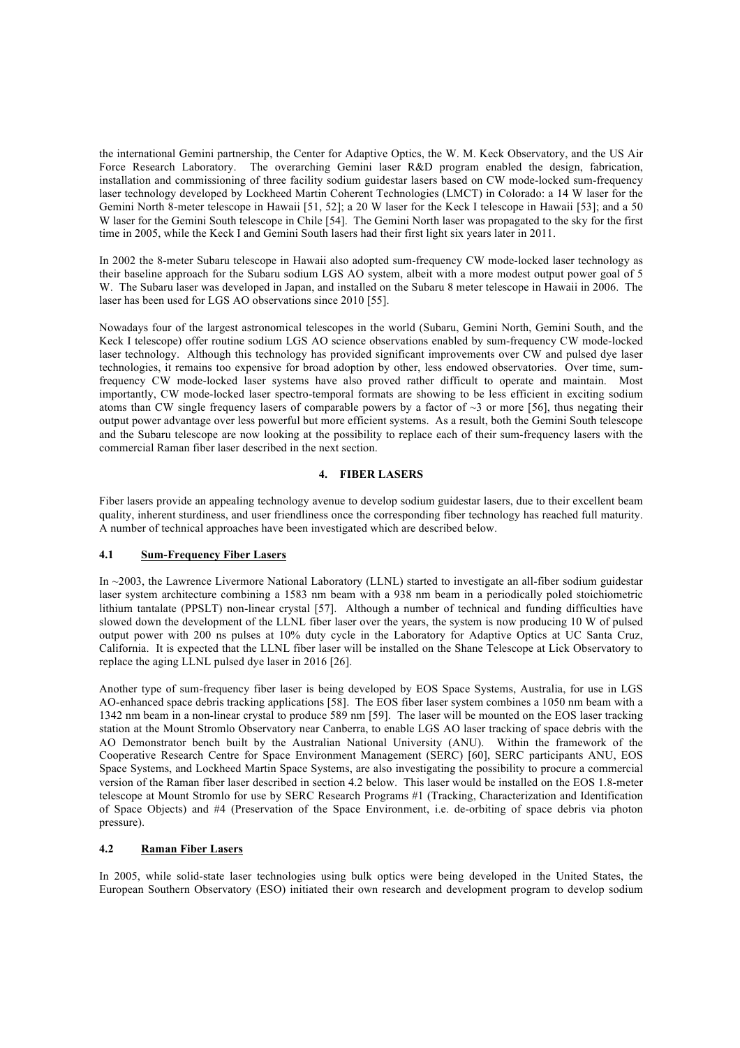the international Gemini partnership, the Center for Adaptive Optics, the W. M. Keck Observatory, and the US Air Force Research Laboratory. The overarching Gemini laser R&D program enabled the design, fabrication, installation and commissioning of three facility sodium guidestar lasers based on CW mode-locked sum-frequency laser technology developed by Lockheed Martin Coherent Technologies (LMCT) in Colorado: a 14 W laser for the Gemini North 8-meter telescope in Hawaii [51, 52]; a 20 W laser for the Keck I telescope in Hawaii [53]; and a 50 W laser for the Gemini South telescope in Chile [54]. The Gemini North laser was propagated to the sky for the first time in 2005, while the Keck I and Gemini South lasers had their first light six years later in 2011.

In 2002 the 8-meter Subaru telescope in Hawaii also adopted sum-frequency CW mode-locked laser technology as their baseline approach for the Subaru sodium LGS AO system, albeit with a more modest output power goal of 5 W. The Subaru laser was developed in Japan, and installed on the Subaru 8 meter telescope in Hawaii in 2006. The laser has been used for LGS AO observations since 2010 [55].

Nowadays four of the largest astronomical telescopes in the world (Subaru, Gemini North, Gemini South, and the Keck I telescope) offer routine sodium LGS AO science observations enabled by sum-frequency CW mode-locked laser technology. Although this technology has provided significant improvements over CW and pulsed dye laser technologies, it remains too expensive for broad adoption by other, less endowed observatories. Over time, sum-frequency CW mode-locked laser systems have also proved rather difficult to operate and maintain. Most importantly, CW mode-locked laser spectro-temporal formats are showing to be less efficient in exciting sodium atoms than CW single frequency lasers of comparable powers by a factor of ~3 or more [56], thus negating their output power advantage over less powerful but more efficient systems. As a result, both the Gemini South telescope and the Subaru telescope are now looking at the possibility to replace each of their sum-frequency lasers with the commercial Raman fiber laser described in the next section.

## 4. FIBER LASERS

Fiber lasers provide an appealing technology avenue to develop sodium guidestar lasers, due to their excellent beam quality, inherent sturdiness, and user friendliness once the corresponding fiber technology has reached full maturity. A number of technical approaches have been investigated which are described below.

### 4.1 Sum-Frequency Fiber Lasers

In ~2003, the Lawrence Livermore National Laboratory (LLNL) started to investigate an all-fiber sodium guidestar laser system architecture combining a 1583 nm beam with a 938 nm beam in a periodically poled stoichiometric lithium tantalate (PPSLT) non-linear crystal [57]. Although a number of technical and funding difficulties have slowed down the development of the LLNL fiber laser over the years, the system is now producing 10 W of pulsed output power with 200 ns pulses at 10% duty cycle in the Laboratory for Adaptive Optics at UC Santa Cruz, California. It is expected that the LLNL fiber laser will be installed on the Shane Telescope at Lick Observatory to replace the aging LLNL pulsed dye laser in 2016 [26].

Another type of sum-frequency fiber laser is being developed by EOS Space Systems, Australia, for use in LGS AO-enhanced space debris tracking applications [58]. The EOS fiber laser system combines a 1050 nm beam with a 1342 nm beam in a non-linear crystal to produce 589 nm [59]. The laser will be mounted on the EOS laser tracking station at the Mount Stromlo Observatory near Canberra, to enable LGS AO laser tracking of space debris with the AO Demonstrator bench built by the Australian National University (ANU). Within the framework of the Cooperative Research Centre for Space Environment Management (SERC) [60], SERC participants ANU, EOS Space Systems, and Lockheed Martin Space Systems, are also investigating the possibility to procure a commercial version of the Raman fiber laser described in section 4.2 below. This laser would be installed on the EOS 1.8-meter telescope at Mount Stromlo for use by SERC Research Programs #1 (Tracking, Characterization and Identification of Space Objects) and #4 (Preservation of the Space Environment, i.e. de-orbiting of space debris via photon pressure).

### 4.2 Raman Fiber Lasers

In 2005, while solid-state laser technologies using bulk optics were being developed in the United States, the European Southern Observatory (ESO) initiated their own research and development program to develop sodium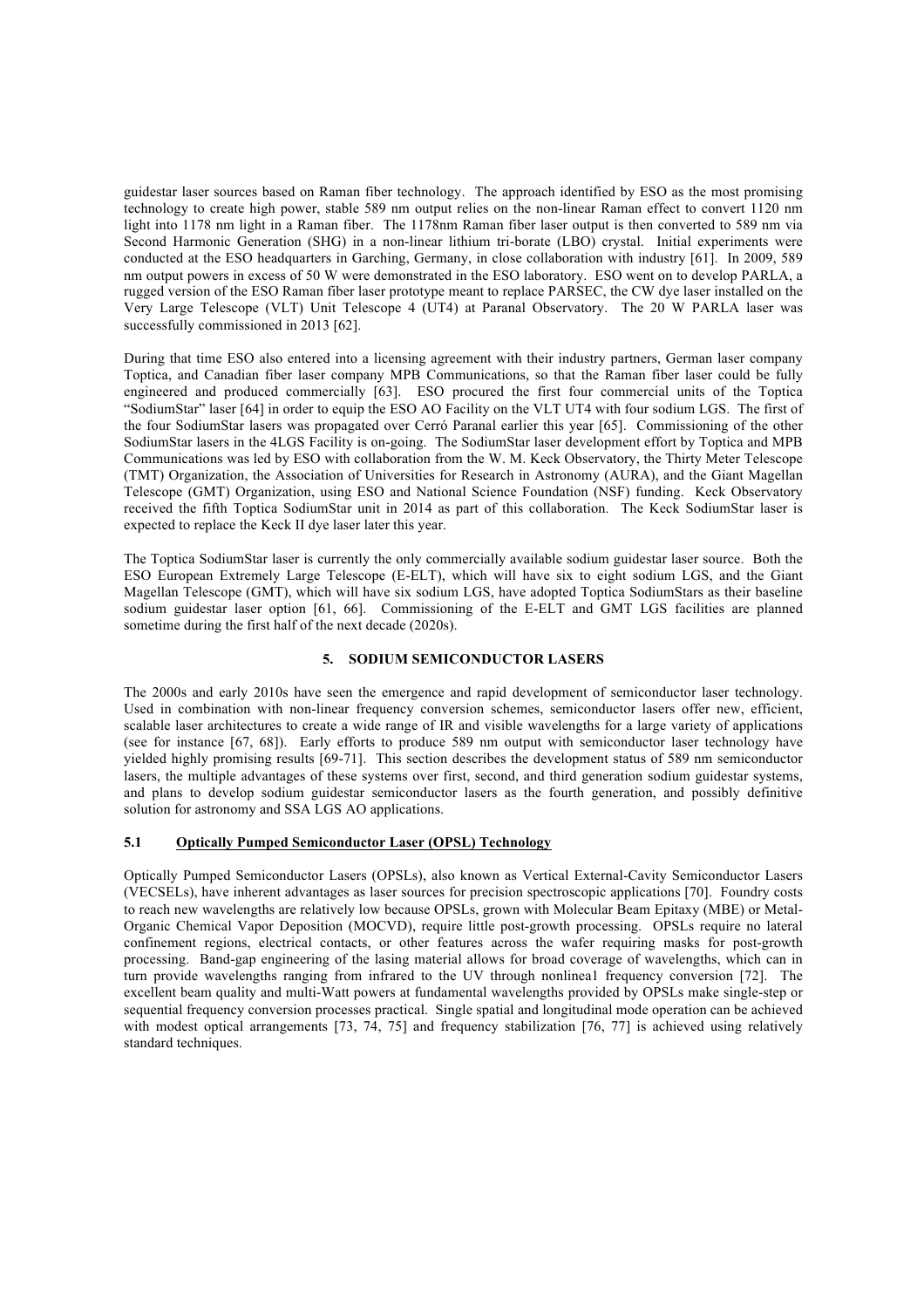guidestar laser sources based on Raman fiber technology. The approach identified by ESO as the most promising technology to create high power, stable 589 nm output relies on the non-linear Raman effect to convert 1120 nm light into 1178 nm light in a Raman fiber. The 1178nm Raman fiber laser output is then converted to 589 nm via Second Harmonic Generation (SHG) in a non-linear lithium tri-borate (LBO) crystal. Initial experiments were conducted at the ESO headquarters in Garching, Germany, in close collaboration with industry [61]. In 2009, 589 nm output powers in excess of 50 W were demonstrated in the ESO laboratory. ESO went on to develop PARLA, a rugged version of the ESO Raman fiber laser prototype meant to replace PARSEC, the CW dye laser installed on the Very Large Telescope (VLT) Unit Telescope 4 (UT4) at Paranal Observatory. The 20 W PARLA laser was successfully commissioned in 2013 [62].

During that time ESO also entered into a licensing agreement with their industry partners, German laser company Toptica, and Canadian fiber laser company MPB Communications, so that the Raman fiber laser could be fully engineered and produced commercially [63]. ESO procured the first four commercial units of the Toptica "SodiumStar" laser [64] in order to equip the ESO AO Facility on the VLT UT4 with four sodium LGS. The first of the four SodiumStar lasers was propagated over Cerró Paranal earlier this year [65]. Commissioning of the other SodiumStar lasers in the 4LGS Facility is on-going. The SodiumStar laser development effort by Toptica and MPB Communications was led by ESO with collaboration from the W. M. Keck Observatory, the Thirty Meter Telescope (TMT) Organization, the Association of Universities for Research in Astronomy (AURA), and the Giant Magellan Telescope (GMT) Organization, using ESO and National Science Foundation (NSF) funding. Keck Observatory received the fifth Toptica SodiumStar unit in 2014 as part of this collaboration. The Keck SodiumStar laser is expected to replace the Keck II dye laser later this year.

The Toptica SodiumStar laser is currently the only commercially available sodium guidestar laser source. Both the ESO European Extremely Large Telescope (E-ELT), which will have six to eight sodium LGS, and the Giant Magellan Telescope (GMT), which will have six sodium LGS, have adopted Toptica SodiumStars as their baseline sodium guidestar laser option [61, 66]. Commissioning of the E-ELT and GMT LGS facilities are planned sometime during the first half of the next decade (2020s).

## 5. SODIUM SEMICONDUCTOR LASERS

The 2000s and early 2010s have seen the emergence and rapid development of semiconductor laser technology. Used in combination with non-linear frequency conversion schemes, semiconductor lasers offer new, efficient, scalable laser architectures to create a wide range of IR and visible wavelengths for a large variety of applications (see for instance [67, 68]). Early efforts to produce 589 nm output with semiconductor laser technology have yielded highly promising results [69-71]. This section describes the development status of 589 nm semiconductor lasers, the multiple advantages of these systems over first, second, and third generation sodium guidestar systems, and plans to develop sodium guidestar semiconductor lasers as the fourth generation, and possibly definitive solution for astronomy and SSA LGS AO applications.

### 5.1 Optically Pumped Semiconductor Laser (OPSL) Technology

Optically Pumped Semiconductor Lasers (OPSLs), also known as Vertical External-Cavity Semiconductor Lasers (VECSELs), have inherent advantages as laser sources for precision spectroscopic applications [70]. Foundry costs to reach new wavelengths are relatively low because OPSLs, grown with Molecular Beam Epitaxy (MBE) and Metal-Organic Chemical Vapor Deposition (MOCVD), require little post-growth processing. OPSLs require no lateral confinement regions, electrical contacts, or other features across the wafer requiring masks for post-growth processing. Band-gap engineering of the lasing material allows for broad coverage of wavelengths, which can in turn provide wavelengths ranging from infrared to the UV through nonlinea1 frequency conversion [72]. The excellent beam quality and multi-Watt powers at fundamental wavelengths provided by OPSLs make single-step or sequential frequency conversion processes practical. Single spatial and longitudinal mode operation can be achieved with modest optical arrangements [73, 74, 75] and frequency stabilization [76, 77] is achieved using relatively standard techniques.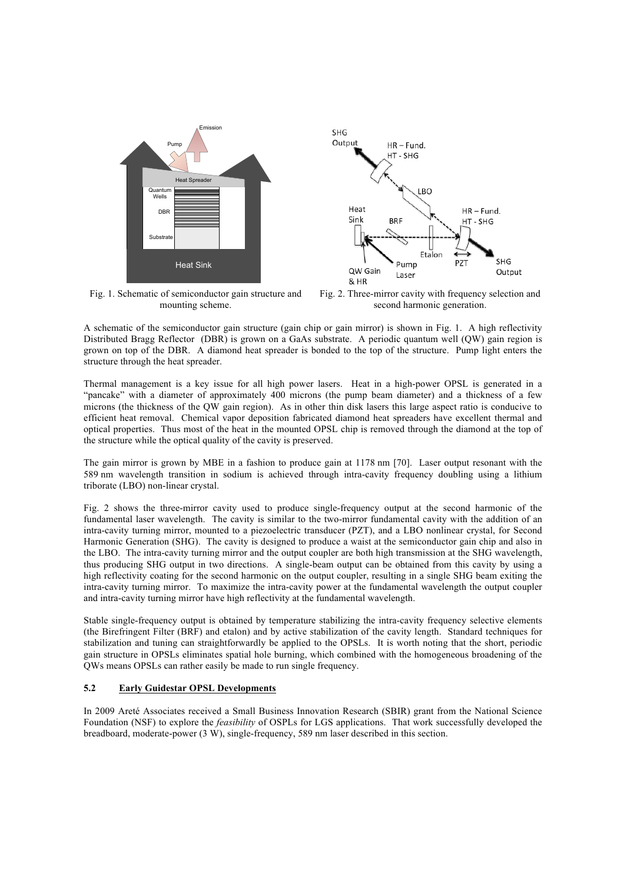Emission

Pump

Heat Spreader

Quantum Wells

DBR

Substrate

Heat Sink

Fig. 1. Schematic of semiconductor gain structure and mounting scheme.

SHG Output

HR – Fund.
HT - SHG

LBO

Heat Sink

BRF

HR – Fund.
HT - SHG

Etalon

PZT

SHG Output

QW Gain & HR

Pump Laser

Fig. 2. Three-mirror cavity with frequency selection and second harmonic generation.

A schematic of the semiconductor gain structure (gain chip or gain mirror) is shown in Fig. 1. A high reflectivity Distributed Bragg Reflector (DBR) is grown on a GaAs substrate. A periodic quantum well (QW) gain region is grown on top of the DBR. A diamond heat spreader is bonded to the top of the structure. Pump light enters the structure through the heat spreader.

Thermal management is a key issue for all high power lasers. Heat in a high-power OPSL is generated in a "pancake" with a diameter of approximately 400 microns (the pump beam diameter) and a thickness of a few microns (the thickness of the QW gain region). As in other thin disk lasers this large aspect ratio is conducive to efficient heat removal. Chemical vapor deposition fabricated diamond heat spreaders have excellent thermal and optical properties. Thus most of the heat in the mounted OPSL chip is removed through the diamond at the top of the structure while the optical quality of the cavity is preserved.

The gain mirror is grown by MBE in a fashion to produce gain at 1178 nm [70]. Laser output resonant with the 589 nm wavelength transition in sodium is achieved through intra-cavity frequency doubling using a lithium triborate (LBO) non-linear crystal.

Fig. 2 shows the three-mirror cavity used to produce single-frequency output at the second harmonic of the fundamental laser wavelength. The cavity is similar to the two-mirror fundamental cavity with the addition of an intra-cavity turning mirror, mounted to a piezoelectric transducer (PZT), and a LBO nonlinear crystal, for Second Harmonic Generation (SHG). The cavity is designed to produce a waist at the semiconductor gain chip and also in the LBO. The intra-cavity turning mirror and the output coupler are both high transmission at the SHG wavelength, thus producing SHG output in two directions. A single-beam output can be obtained from this cavity by using a high reflectivity coating for the second harmonic on the output coupler, resulting in a single SHG beam exiting the intra-cavity turning mirror. To maximize the intra-cavity power at the fundamental wavelength the output coupler and intra-cavity turning mirror have high reflectivity at the fundamental wavelength.

Stable single-frequency output is obtained by temperature stabilizing the intra-cavity frequency selective elements (the Birefringent Filter (BRF) and etalon) and by active stabilization of the cavity length. Standard techniques for stabilization and tuning can straightforwardly be applied to the OPSLs. It is worth noting that the short, periodic gain structure in OPSLs eliminates spatial hole burning, which combined with the homogeneous broadening of the QWs means OPSLs can rather easily be made to run single frequency.

### 5.2 Early Guidestar OPSL Developments

In 2009 Areté Associates received a Small Business Innovation Research (SBIR) grant from the National Science Foundation (NSF) to explore the *feasibility* of OPSLs for LGS applications. That work successfully developed the breadboard, moderate-power (3 W), single-frequency, 589 nm laser described in this section.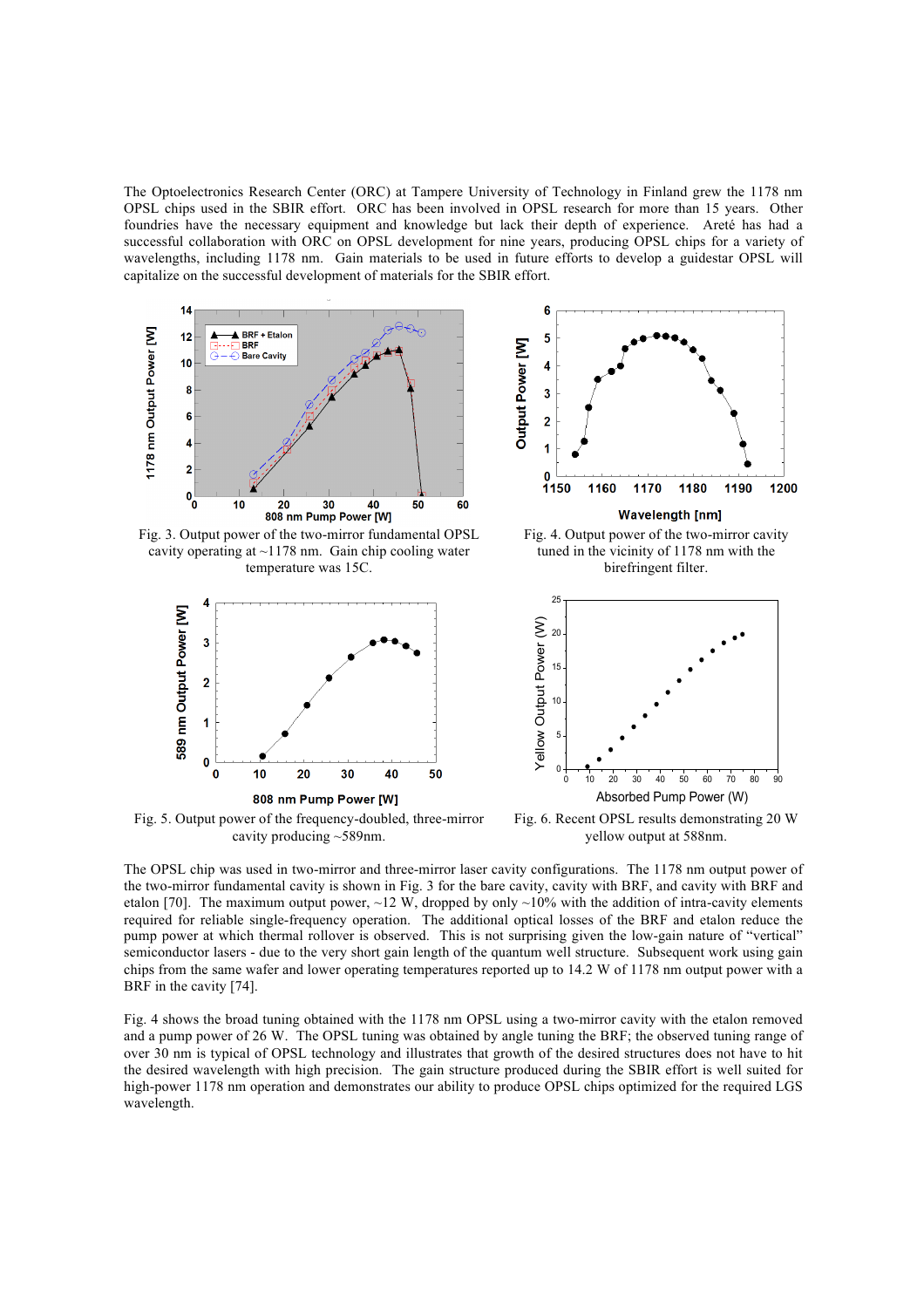The Optoelectronics Research Center (ORC) at Tampere University of Technology in Finland grew the 1178 nm OPSL chips used in the SBIR effort. ORC has been involved in OPSL research for more than 15 years. Other foundries have the necessary equipment and knowledge but lack their depth of experience. Areté has had a successful collaboration with ORC on OPSL development for nine years, producing OPSL chips for a variety of wavelengths, including 1178 nm. Gain materials to be used in future efforts to develop a guidestar OPSL will capitalize on the successful development of materials for the SBIR effort.

Fig. 3. Output power of the two-mirror fundamental OPSL cavity operating at ~1178 nm. Gain chip cooling water temperature was 15C.

Fig. 4. Output power of the two-mirror cavity tuned in the vicinity of 1178 nm with the birefringent filter.

Fig. 5. Output power of the frequency-doubled, three-mirror cavity producing ~589nm.

Fig. 6. Recent OPSL results demonstrating 20 W yellow output at 588nm.

The OPSL chip was used in two-mirror and three-mirror laser cavity configurations. The 1178 nm output power of the two-mirror fundamental cavity is shown in Fig. 3 for the bare cavity, cavity with BRF, and cavity with BRF and etalon [70]. The maximum output power, ~12 W, dropped by only ~10% with the addition of intra-cavity elements required for reliable single-frequency operation. The additional optical losses of the BRF and etalon reduce the pump power at which thermal rollover is observed. This is not surprising given the low-gain nature of "vertical" semiconductor lasers - due to the very short gain length of the quantum well structure. Subsequent work using gain chips from the same wafer and lower operating temperatures reported up to 14.2 W of 1178 nm output power with a BRF in the cavity [74].

Fig. 4 shows the broad tuning obtained with the 1178 nm OPSL using a two-mirror cavity with the etalon removed and a pump power of 26 W. The OPSL tuning was obtained by angle tuning the BRF; the observed tuning range of over 30 nm is typical of OPSL technology and illustrates that growth of the desired structures does not have to hit the desired wavelength with high precision. The gain structure produced during the SBIR effort is well suited for high-power 1178 nm operation and demonstrates our ability to produce OPSL chips optimized for the required LGS wavelength.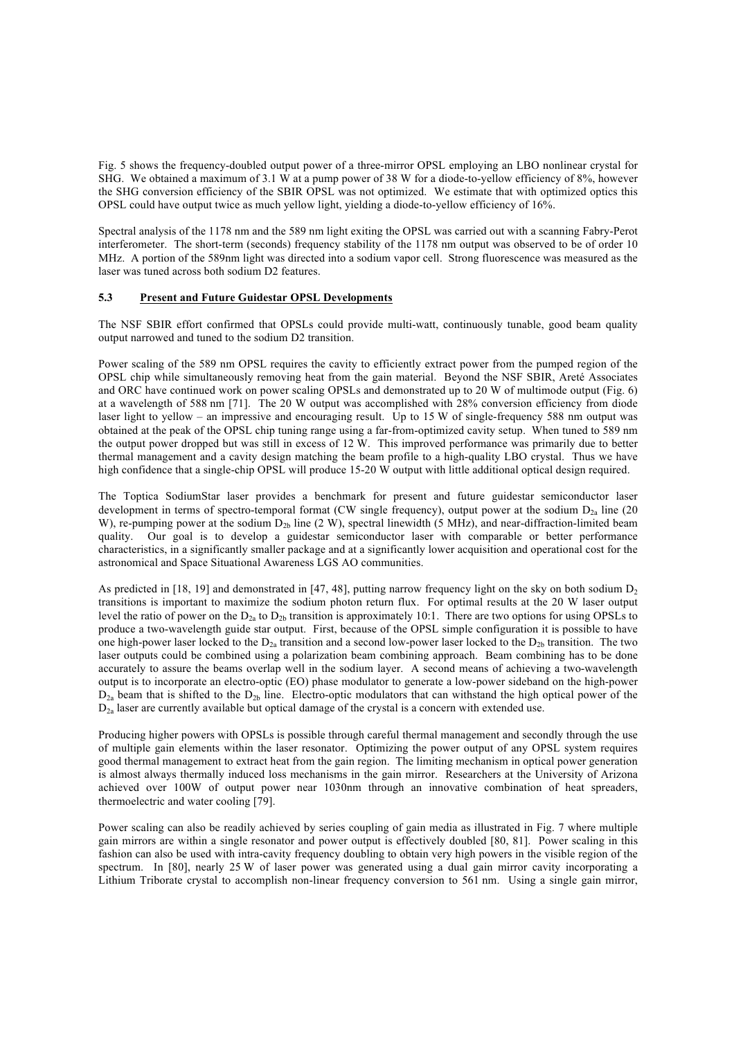Fig. 5 shows the frequency-doubled output power of a three-mirror OPSL employing an LBO nonlinear crystal for SHG. We obtained a maximum of 3.1 W at a pump power of 38 W for a diode-to-yellow efficiency of 8%, however the SHG conversion efficiency of the SBIR OPSL was not optimized. We estimate that with optimized optics this OPSL could have output twice as much yellow light, yielding a diode-to-yellow efficiency of 16%.

Spectral analysis of the 1178 nm and the 589 nm light exiting the OPSL was carried out with a scanning Fabry-Perot interferometer. The short-term (seconds) frequency stability of the 1178 nm output was observed to be of order 10 MHz. A portion of the 589nm light was directed into a sodium vapor cell. Strong fluorescence was measured as the laser was tuned across both sodium D2 features.

### 5.3 Present and Future Guidestar OPSL Developments

The NSF SBIR effort confirmed that OPSLs could provide multi-watt, continuously tunable, good beam quality output narrowed and tuned to the sodium D2 transition.

Power scaling of the 589 nm OPSL requires the cavity to efficiently extract power from the pumped region of the OPSL chip while simultaneously removing heat from the gain material. Beyond the NSF SBIR, Areté Associates and ORC have continued work on power scaling OPSLs and demonstrated up to 20 W of multimode output (Fig. 6) at a wavelength of 588 nm [71]. The 20 W output was accomplished with 28% conversion efficiency from diode laser light to yellow – an impressive and encouraging result. Up to 15 W of single-frequency 588 nm output was obtained at the peak of the OPSL chip tuning range using a far-from-optimized cavity setup. When tuned to 589 nm the output power dropped but was still in excess of 12 W. This improved performance was primarily due to better thermal management and a cavity design matching the beam profile to a high-quality LBO crystal. Thus we have high confidence that a single-chip OPSL will produce 15-20 W output with little additional optical design required.

The Toptica SodiumStar laser provides a benchmark for present and future guidestar semiconductor laser development in terms of spectro-temporal format (CW single frequency), output power at the sodium $D_{2a}$ line (20 W), re-pumping power at the sodium $D_{2b}$ line (2 W), spectral linewidth (5 MHz), and near-diffraction-limited beam quality. Our goal is to develop a guidestar semiconductor laser with comparable or better performance characteristics, in a significantly smaller package and at a significantly lower acquisition and operational cost for the astronomical and Space Situational Awareness LGS AO communities.

As predicted in [18, 19] and demonstrated in [47, 48], putting narrow frequency light on the sky on both sodium $D_2$ transitions is important to maximize the sodium photon return flux. For optimal results at the 20 W laser output level the ratio of power on the $D_{2a}$ to $D_{2b}$ transition is approximately 10:1. There are two options for using OPSLs to produce a two-wavelength guide star output. First, because of the OPSL simple configuration it is possible to have one high-power laser locked to the $D_{2a}$ transition and a second low-power laser locked to the $D_{2b}$ transition. The two laser outputs could be combined using a polarization beam combining approach. Beam combining has to be done accurately to assure the beams overlap well in the sodium layer. A second means of achieving a two-wavelength output is to incorporate an electro-optic (EO) phase modulator to generate a low-power sideband on the high-power $D_{2a}$ beam that is shifted to the $D_{2b}$ line. Electro-optic modulators that can withstand the high optical power of the $D_{2a}$ laser are currently available but optical damage of the crystal is a concern with extended use.

Producing higher powers with OPSLs is possible through careful thermal management and secondly through the use of multiple gain elements within the laser resonator. Optimizing the power output of any OPSL system requires good thermal management to extract heat from the gain region. The limiting mechanism in optical power generation is almost always thermally induced loss mechanisms in the gain mirror. Researchers at the University of Arizona achieved over 100W of output power near 1030nm through an innovative combination of heat spreaders, thermoelectric and water cooling [79].

Power scaling can also be readily achieved by series coupling of gain media as illustrated in Fig. 7 where multiple gain mirrors are within a single resonator and power output is effectively doubled [80, 81]. Power scaling in this fashion can also be used with intra-cavity frequency doubling to obtain very high powers in the visible region of the spectrum. In [80], nearly 25 W of laser power was generated using a dual gain mirror cavity incorporating a Lithium Triborate crystal to accomplish non-linear frequency conversion to 561 nm. Using a single gain mirror,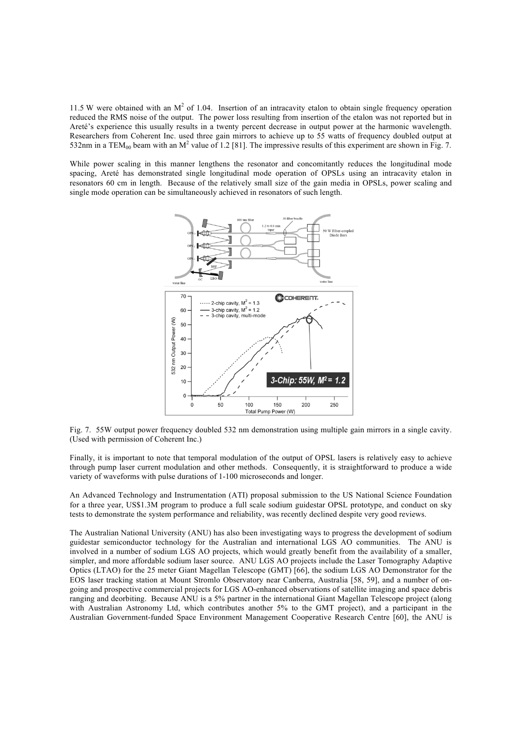11.5 W were obtained with an $M^2$ of 1.04. Insertion of an intracavity etalon to obtain single frequency operation reduced the RMS noise of the output. The power loss resulting from insertion of the etalon was not reported but in Areté's experience this usually results in a twenty percent decrease in output power at the harmonic wavelength. Researchers from Coherent Inc. used three gain mirrors to achieve up to 55 watts of frequency doubled output at 532nm in a $TEM_{00}$ beam with an $M^2$ value of 1.2 [81]. The impressive results of this experiment are shown in Fig. 7.

While power scaling in this manner lengthens the resonator and concomitantly reduces the longitudinal mode spacing, Areté has demonstrated single longitudinal mode operation of OPSLs using an intracavity etalon in resonators 60 cm in length. Because of the relatively small size of the gain media in OPSLs, power scaling and single mode operation can be simultaneously achieved in resonators of such length.

Fig. 7. 55W output power frequency doubled 532 nm demonstration using multiple gain mirrors in a single cavity. (Used with permission of Coherent Inc.)

Finally, it is important to note that temporal modulation of the output of OPSL lasers is relatively easy to achieve through pump laser current modulation and other methods. Consequently, it is straightforward to produce a wide variety of waveforms with pulse durations of 1-100 microseconds and longer.

An Advanced Technology and Instrumentation (ATI) proposal submission to the US National Science Foundation for a three year, US$1.3M program to produce a full scale sodium guidestar OPSL prototype, and conduct on sky tests to demonstrate the system performance and reliability, was recently declined despite very good reviews.

The Australian National University (ANU) has also been investigating ways to progress the development of sodium guidestar semiconductor technology for the Australian and international LGS AO communities. The ANU is involved in a number of sodium LGS AO projects, which would greatly benefit from the availability of a smaller, simpler, and more affordable sodium laser source. ANU LGS AO projects include the Laser Tomography Adaptive Optics (LTAO) for the 25 meter Giant Magellan Telescope (GMT) [66], the sodium LGS AO Demonstrator for the EOS laser tracking station at Mount Stromlo Observatory near Canberra, Australia [58, 59], and a number of on-going and prospective commercial projects for LGS AO-enhanced observations of satellite imaging and space debris ranging and deorbiting. Because ANU is a 5% partner in the international Giant Magellan Telescope project (along with Australian Astronomy Ltd, which contributes another 5% to the GMT project), and a participant in the Australian Government-funded Space Environment Management Cooperative Research Centre [60], the ANU is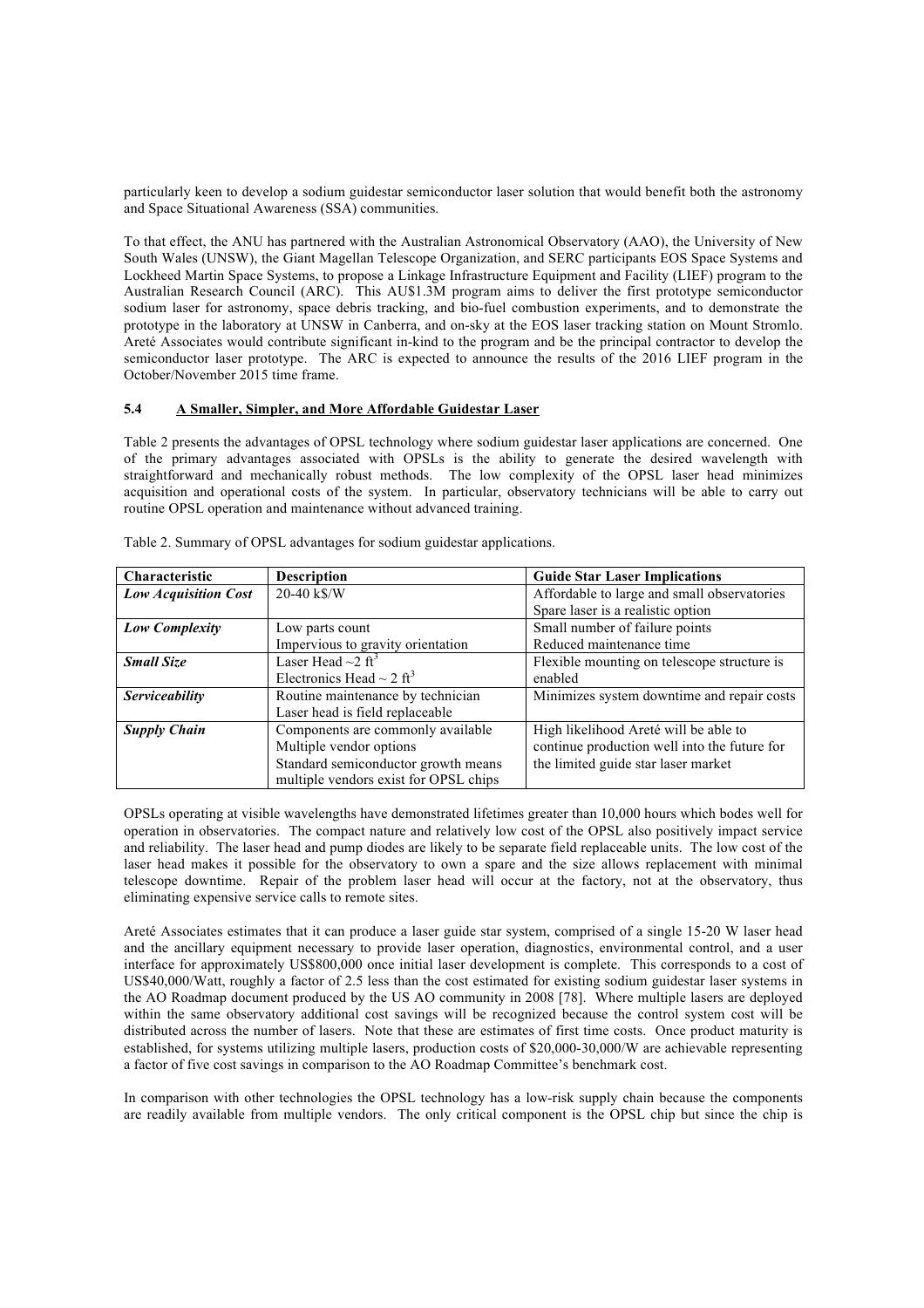particularly keen to develop a sodium guidestar semiconductor laser solution that would benefit both the astronomy and Space Situational Awareness (SSA) communities.

To that effect, the ANU has partnered with the Australian Astronomical Observatory (AAO), the University of New South Wales (UNSW), the Giant Magellan Telescope Organization, and SERC participants EOS Space Systems and Lockheed Martin Space Systems, to propose a Linkage Infrastructure Equipment and Facility (LIEF) program to the Australian Research Council (ARC). This AU$1.3M program aims to deliver the first prototype semiconductor sodium laser for astronomy, space debris tracking, and bio-fuel combustion experiments, and to demonstrate the prototype in the laboratory at UNSW in Canberra, and on-sky at the EOS laser tracking station on Mount Stromlo. Areté Associates would contribute significant in-kind to the program and be the principal contractor to develop the semiconductor laser prototype. The ARC is expected to announce the results of the 2016 LIEF program in the October/November 2015 time frame.

### 5.4 A Smaller, Simpler, and More Affordable Guidestar Laser

Table 2 presents the advantages of OPSL technology where sodium guidestar laser applications are concerned. One of the primary advantages associated with OPSLs is the ability to generate the desired wavelength with straightforward and mechanically robust methods. The low complexity of the OPSL laser head minimizes acquisition and operational costs of the system. In particular, observatory technicians will be able to carry out routine OPSL operation and maintenance without advanced training.

Table 2. Summary of OPSL advantages for sodium guidestar applications.

| Characteristic | Description | Guide Star Laser Implications |
| --- | --- | --- |
| ***Low Acquisition Cost*** | 20-40 k$/W | Affordable to large and small observatories<br>Spare laser is a realistic option |
| ***Low Complexity*** | Low parts count<br>Impervious to gravity orientation | Small number of failure points<br>Reduced maintenance time |
| ***Small Size*** | Laser Head ~2 ft$^3$<br>Electronics Head ~ 2 ft$^3$ | Flexible mounting on telescope structure is enabled |
| ***Serviceability*** | Routine maintenance by technician<br>Laser head is field replaceable | Minimizes system downtime and repair costs |
| ***Supply Chain*** | Components are commonly available<br>Multiple vendor options<br>Standard semiconductor growth means multiple vendors exist for OPSL chips | High likelihood Areté will be able to continue production well into the future for the limited guide star laser market |

OPSLs operating at visible wavelengths have demonstrated lifetimes greater than 10,000 hours which bodes well for operation in observatories. The compact nature and relatively low cost of the OPSL also positively impact service and reliability. The laser head and pump diodes are likely to be separate field replaceable units. The low cost of the laser head makes it possible for the observatory to own a spare and the size allows replacement with minimal telescope downtime. Repair of the problem laser head will occur at the factory, not at the observatory, thus eliminating expensive service calls to remote sites.

Areté Associates estimates that it can produce a laser guide star system, comprised of a single 15-20 W laser head and the ancillary equipment necessary to provide laser operation, diagnostics, environmental control, and a user interface for approximately US$800,000 once initial laser development is complete. This corresponds to a cost of US$40,000/Watt, roughly a factor of 2.5 less than the cost estimated for existing sodium guidestar laser systems in the AO Roadmap document produced by the US AO community in 2008 [78]. Where multiple lasers are deployed within the same observatory additional cost savings will be recognized because the control system cost will be distributed across the number of lasers. Note that these are estimates of first time costs. Once product maturity is established, for systems utilizing multiple lasers, production costs of $20,000-30,000/W are achievable representing a factor of five cost savings in comparison to the AO Roadmap Committee's benchmark cost.

In comparison with other technologies the OPSL technology has a low-risk supply chain because the components are readily available from multiple vendors. The only critical component is the OPSL chip but since the chip is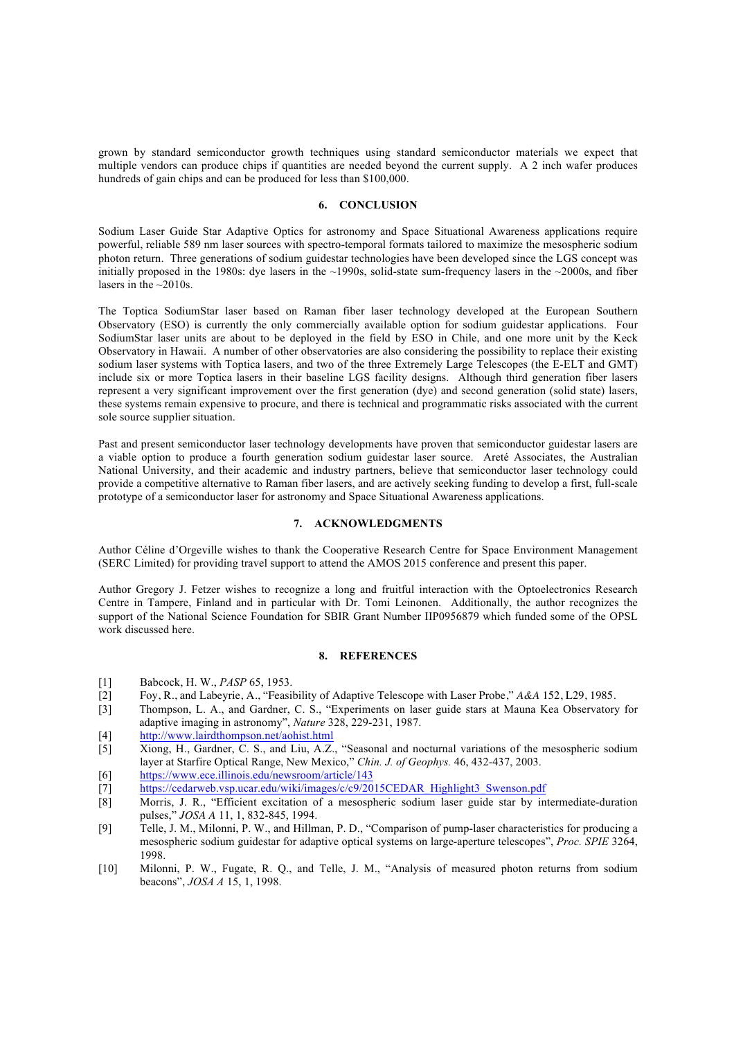grown by standard semiconductor growth techniques using standard semiconductor materials we expect that multiple vendors can produce chips if quantities are needed beyond the current supply. A 2 inch wafer produces hundreds of gain chips and can be produced for less than $100,000.

## 6. CONCLUSION

Sodium Laser Guide Star Adaptive Optics for astronomy and Space Situational Awareness applications require powerful, reliable 589 nm laser sources with spectro-temporal formats tailored to maximize the mesospheric sodium photon return. Three generations of sodium guidestar technologies have been developed since the LGS concept was initially proposed in the 1980s: dye lasers in the ~1990s, solid-state sum-frequency lasers in the ~2000s, and fiber lasers in the ~2010s.

The Toptica SodiumStar laser based on Raman fiber laser technology developed at the European Southern Observatory (ESO) is currently the only commercially available option for sodium guidestar applications. Four SodiumStar laser units are about to be deployed in the field by ESO in Chile, and one more unit by the Keck Observatory in Hawaii. A number of other observatories are also considering the possibility to replace their existing sodium laser systems with Toptica lasers, and two of the three Extremely Large Telescopes (the E-ELT and GMT) include six or more Toptica lasers in their baseline LGS facility designs. Although third generation fiber lasers represent a very significant improvement over the first generation (dye) and second generation (solid state) lasers, these systems remain expensive to procure, and there is technical and programmatic risks associated with the current sole source supplier situation.

Past and present semiconductor laser technology developments have proven that semiconductor guidestar lasers are a viable option to produce a fourth generation sodium guidestar laser source. Areté Associates, the Australian National University, and their academic and industry partners, believe that semiconductor laser technology could provide a competitive alternative to Raman fiber lasers, and are actively seeking funding to develop a first, full-scale prototype of a semiconductor laser for astronomy and Space Situational Awareness applications.

## 7. ACKNOWLEDGMENTS

Author Céline d'Orgeville wishes to thank the Cooperative Research Centre for Space Environment Management (SERC Limited) for providing travel support to attend the AMOS 2015 conference and present this paper.

Author Gregory J. Fetzer wishes to recognize a long and fruitful interaction with the Optoelectronics Research Centre in Tampere, Finland and in particular with Dr. Tomi Leinonen. Additionally, the author recognizes the support of the National Science Foundation for SBIR Grant Number IIP0956879 which funded some of the OPSL work discussed here.

## 8. REFERENCES

[1] Babcock, H. W., *PASP* 65, 1953.

[2] Foy, R., and Labeyrie, A., "Feasibility of Adaptive Telescope with Laser Probe," *A&A* 152, L29, 1985.

[3] Thompson, L. A., and Gardner, C. S., "Experiments on laser guide stars at Mauna Kea Observatory for adaptive imaging in astronomy", *Nature* 328, 229-231, 1987.

[4] http://www.lairdthompson.net/aohist.html

[5] Xiong, H., Gardner, C. S., and Liu, A.Z., "Seasonal and nocturnal variations of the mesospheric sodium layer at Starfire Optical Range, New Mexico," *Chin. J. of Geophys.* 46, 432-437, 2003.

[6] https://www.ece.illinois.edu/newsroom/article/143

[7] https://cedarweb.vsp.ucar.edu/wiki/images/c/c9/2015CEDAR_Highlight3_Swenson.pdf

[8] Morris, J. R., "Efficient excitation of a mesospheric sodium laser guide star by intermediate-duration pulses," *JOSA A* 11, 1, 832-845, 1994.

[9] Telle, J. M., Milonni, P. W., and Hillman, P. D., "Comparison of pump-laser characteristics for producing a mesospheric sodium guidestar for adaptive optical systems on large-aperture telescopes", *Proc. SPIE* 3264, 1998.

[10] Milonni, P. W., Fugate, R. Q., and Telle, J. M., "Analysis of measured photon returns from sodium beacons", *JOSA A* 15, 1, 1998.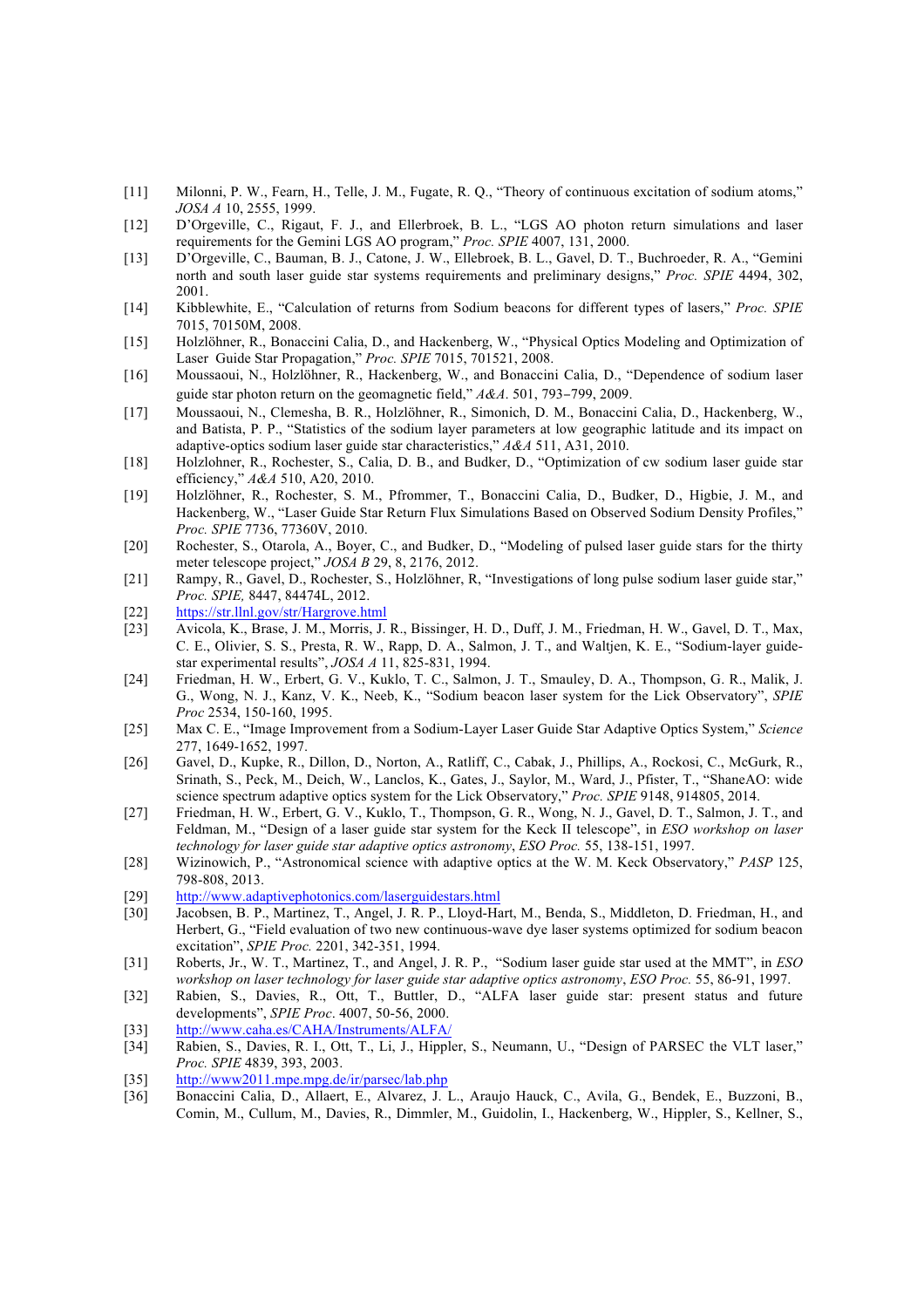[11] Milonni, P. W., Fearn, H., Telle, J. M., Fugate, R. Q., "Theory of continuous excitation of sodium atoms," *JOSA A* 10, 2555, 1999.

[12] D'Orgeville, C., Rigaut, F. J., and Ellerbroek, B. L., "LGS AO photon return simulations and laser requirements for the Gemini LGS AO program," *Proc. SPIE* 4007, 131, 2000.

[13] D'Orgeville, C., Bauman, B. J., Catone, J. W., Ellebroek, B. L., Gavel, D. T., Buchroeder, R. A., "Gemini north and south laser guide star systems requirements and preliminary designs," *Proc. SPIE* 4494, 302, 2001.

[14] Kibblewhite, E., "Calculation of returns from Sodium beacons for different types of lasers," *Proc. SPIE* 7015, 70150M, 2008.

[15] Holzlöhner, R., Bonaccini Calia, D., and Hackenberg, W., "Physical Optics Modeling and Optimization of Laser Guide Star Propagation," *Proc. SPIE* 7015, 701521, 2008.

[16] Moussaoui, N., Holzlöhner, R., Hackenberg, W., and Bonaccini Calia, D., "Dependence of sodium laser guide star photon return on the geomagnetic field," *A&A*. 501, 793–799, 2009.

[17] Moussaoui, N., Clemesha, B. R., Holzlöhner, R., Simonich, D. M., Bonaccini Calia, D., Hackenberg, W., and Batista, P. P., "Statistics of the sodium layer parameters at low geographic latitude and its impact on adaptive-optics sodium laser guide star characteristics," *A&A* 511, A31, 2010.

[18] Holzlohner, R., Rochester, S., Calia, D. B., and Budker, D., "Optimization of cw sodium laser guide star efficiency," *A&A* 510, A20, 2010.

[19] Holzlöhner, R., Rochester, S. M., Pfrommer, T., Bonaccini Calia, D., Budker, D., Higbie, J. M., and Hackenberg, W., "Laser Guide Star Return Flux Simulations Based on Observed Sodium Density Profiles," *Proc. SPIE* 7736, 77360V, 2010.

[20] Rochester, S., Otarola, A., Boyer, C., and Budker, D., "Modeling of pulsed laser guide stars for the thirty meter telescope project," *JOSA B* 29, 8, 2176, 2012.

[21] Rampy, R., Gavel, D., Rochester, S., Holzlöhner, R, "Investigations of long pulse sodium laser guide star," *Proc. SPIE,* 8447, 84474L, 2012.

[22] https://str.llnl.gov/str/Hargrove.html

[23] Avicola, K., Brase, J. M., Morris, J. R., Bissinger, H. D., Duff, J. M., Friedman, H. W., Gavel, D. T., Max, C. E., Olivier, S. S., Presta, R. W., Rapp, D. A., Salmon, J. T., and Waltjen, K. E., "Sodium-layer guide-star experimental results", *JOSA A* 11, 825-831, 1994.

[24] Friedman, H. W., Erbert, G. V., Kuklo, T. C., Salmon, J. T., Smauley, D. A., Thompson, G. R., Malik, J. G., Wong, N. J., Kanz, V. K., Neeb, K., "Sodium beacon laser system for the Lick Observatory", *SPIE Proc* 2534, 150-160, 1995.

[25] Max C. E., "Image Improvement from a Sodium-Layer Laser Guide Star Adaptive Optics System," *Science* 277, 1649-1652, 1997.

[26] Gavel, D., Kupke, R., Dillon, D., Norton, A., Ratliff, C., Cabak, J., Phillips, A., Rockosi, C., McGurk, R., Srinath, S., Peck, M., Deich, W., Lanclos, K., Gates, J., Saylor, M., Ward, J., Pfister, T., "ShaneAO: wide science spectrum adaptive optics system for the Lick Observatory," *Proc. SPIE* 9148, 914805, 2014.

[27] Friedman, H. W., Erbert, G. V., Kuklo, T., Thompson, G. R., Wong, N. J., Gavel, D. T., Salmon, J. T., and Feldman, M., "Design of a laser guide star system for the Keck II telescope", in *ESO workshop on laser technology for laser guide star adaptive optics astronomy*, *ESO Proc.* 55, 138-151, 1997.

[28] Wizinowich, P., "Astronomical science with adaptive optics at the W. M. Keck Observatory," *PASP* 125, 798-808, 2013.

[29] http://www.adaptivephotonics.com/laserguidestars.html

[30] Jacobsen, B. P., Martinez, T., Angel, J. R. P., Lloyd-Hart, M., Benda, S., Middleton, D. Friedman, H., and Herbert, G., "Field evaluation of two new continuous-wave dye laser systems optimized for sodium beacon excitation", *SPIE Proc.* 2201, 342-351, 1994.

[31] Roberts, Jr., W. T., Martinez, T., and Angel, J. R. P., "Sodium laser guide star used at the MMT", in *ESO workshop on laser technology for laser guide star adaptive optics astronomy*, *ESO Proc.* 55, 86-91, 1997.

[32] Rabien, S., Davies, R., Ott, T., Buttler, D., "ALFA laser guide star: present status and future developments", *SPIE Proc*. 4007, 50-56, 2000.

[33] http://www.caha.es/CAHA/Instruments/ALFA/

[34] Rabien, S., Davies, R. I., Ott, T., Li, J., Hippler, S., Neumann, U., "Design of PARSEC the VLT laser," *Proc. SPIE* 4839, 393, 2003.

[35] http://www2011.mpe.mpg.de/ir/parsec/lab.php

[36] Bonaccini Calia, D., Allaert, E., Alvarez, J. L., Araujo Hauck, C., Avila, G., Bendek, E., Buzzoni, B., Comin, M., Cullum, M., Davies, R., Dimmler, M., Guidolin, I., Hackenberg, W., Hippler, S., Kellner, S.,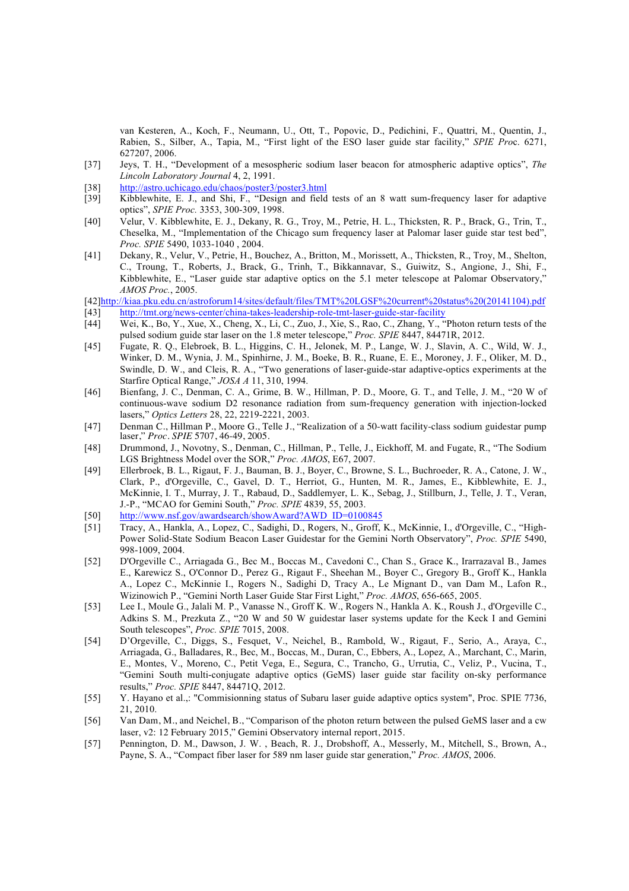van Kesteren, A., Koch, F., Neumann, U., Ott, T., Popovic, D., Pedichini, F., Quattri, M., Quentin, J., Rabien, S., Silber, A., Tapia, M., "First light of the ESO laser guide star facility," *SPIE Proc.* 6271, 627207, 2006.

[37] Jeys, T. H., "Development of a mesospheric sodium laser beacon for atmospheric adaptive optics", *The Lincoln Laboratory Journal* 4, 2, 1991.

[38] http://astro.uchicago.edu/chaos/poster3/poster3.html

[39] Kibblewhite, E. J., and Shi, F., "Design and field tests of an 8 watt sum-frequency laser for adaptive optics", *SPIE Proc.* 3353, 300-309, 1998.

[40] Velur, V. Kibblewhite, E. J., Dekany, R. G., Troy, M., Petrie, H. L., Thicksten, R. P., Brack, G., Trin, T., Cheselka, M., "Implementation of the Chicago sum frequency laser at Palomar laser guide star test bed", *Proc. SPIE* 5490, 1033-1040 , 2004.

[41] Dekany, R., Velur, V., Petrie, H., Bouchez, A., Britton, M., Morissett, A., Thicksten, R., Troy, M., Shelton, C., Troung, T., Roberts, J., Brack, G., Trinh, T., Bikkannavar, S., Guiwitz, S., Angione, J., Shi, F., Kibblewhite, E., "Laser guide star adaptive optics on the 5.1 meter telescope at Palomar Observatory," *AMOS Proc.*, 2005.

[42] http://kiaa.pku.edu.cn/astroforum14/sites/default/files/TMT%20LGSF%20current%20status%20(20141104).pdf

[43] http://tmt.org/news-center/china-takes-leadership-role-tmt-laser-guide-star-facility

[44] Wei, K., Bo, Y., Xue, X., Cheng, X., Li, C., Zuo, J., Xie, S., Rao, C., Zhang, Y., "Photon return tests of the pulsed sodium guide star laser on the 1.8 meter telescope," *Proc. SPIE* 8447, 84471R, 2012.

[45] Fugate, R. Q., Elebroek, B. L., Higgins, C. H., Jelonek, M. P., Lange, W. J., Slavin, A. C., Wild, W. J., Winker, D. M., Wynia, J. M., Spinhirne, J. M., Boeke, B. R., Ruane, E. E., Moroney, J. F., Oliker, M. D., Swindle, D. W., and Cleis, R. A., "Two generations of laser-guide-star adaptive-optics experiments at the Starfire Optical Range," *JOSA A* 11, 310, 1994.

[46] Bienfang, J. C., Denman, C. A., Grime, B. W., Hillman, P. D., Moore, G. T., and Telle, J. M., "20 W of continuous-wave sodium D2 resonance radiation from sum-frequency generation with injection-locked lasers," *Optics Letters* 28, 22, 2219-2221, 2003.

[47] Denman C., Hillman P., Moore G., Telle J., "Realization of a 50-watt facility-class sodium guidestar pump laser," *Proc. SPIE* 5707, 46-49, 2005.

[48] Drummond, J., Novotny, S., Denman, C., Hillman, P., Telle, J., Eickhoff, M. and Fugate, R., "The Sodium LGS Brightness Model over the SOR," *Proc. AMOS*, E67, 2007.

[49] Ellerbroek, B. L., Rigaut, F. J., Bauman, B. J., Boyer, C., Browne, S. L., Buchroeder, R. A., Catone, J. W., Clark, P., d'Orgeville, C., Gavel, D. T., Herriot, G., Hunten, M. R., James, E., Kibblewhite, E. J., McKinnie, I. T., Murray, J. T., Rabaud, D., Saddlemyer, L. K., Sebag, J., Stillburn, J., Telle, J. T., Veran, J.-P., "MCAO for Gemini South," *Proc. SPIE* 4839, 55, 2003.

[50] http://www.nsf.gov/awardsearch/showAward?AWD_ID=0100845

[51] Tracy, A., Hankla, A., Lopez, C., Sadighi, D., Rogers, N., Groff, K., McKinnie, I., d'Orgeville, C., "High-Power Solid-State Sodium Beacon Laser Guidestar for the Gemini North Observatory", *Proc. SPIE* 5490, 998-1009, 2004.

[52] D'Orgeville C., Arriagada G., Bec M., Boccas M., Cavedoni C., Chan S., Grace K., Irarrazaval B., James E., Karewicz S., O'Connor D., Perez G., Rigaut F., Sheehan M., Boyer C., Gregory B., Groff K., Hankla A., Lopez C., McKinnie I., Rogers N., Sadighi D, Tracy A., Le Mignant D., van Dam M., Lafon R., Wizinowich P., "Gemini North Laser Guide Star First Light," *Proc. AMOS*, 656-665, 2005.

[53] Lee I., Moule G., Jalali M. P., Vanasse N., Groff K. W., Rogers N., Hankla A. K., Roush J., d'Orgeville C., Adkins S. M., Prezkuta Z., "20 W and 50 W guidestar laser systems update for the Keck I and Gemini South telescopes", *Proc. SPIE* 7015, 2008.

[54] D'Orgeville, C., Diggs, S., Fesquet, V., Neichel, B., Rambold, W., Rigaut, F., Serio, A., Araya, C., Arriagada, G., Balladares, R., Bec, M., Boccas, M., Duran, C., Ebbers, A., Lopez, A., Marchant, C., Marin, E., Montes, V., Moreno, C., Petit Vega, E., Segura, C., Trancho, G., Urrutia, C., Veliz, P., Vucina, T., "Gemini South multi-conjugate adaptive optics (GeMS) laser guide star facility on-sky performance results," *Proc. SPIE* 8447, 84471Q, 2012.

[55] Y. Hayano et al.,: "Commissionning status of Subaru laser guide adaptive optics system", Proc. SPIE 7736, 21, 2010.

[56] Van Dam, M., and Neichel, B., "Comparison of the photon return between the pulsed GeMS laser and a cw laser, v2: 12 February 2015," Gemini Observatory internal report, 2015.

[57] Pennington, D. M., Dawson, J. W. , Beach, R. J., Drobshoff, A., Messerly, M., Mitchell, S., Brown, A., Payne, S. A., "Compact fiber laser for 589 nm laser guide star generation," *Proc. AMOS*, 2006.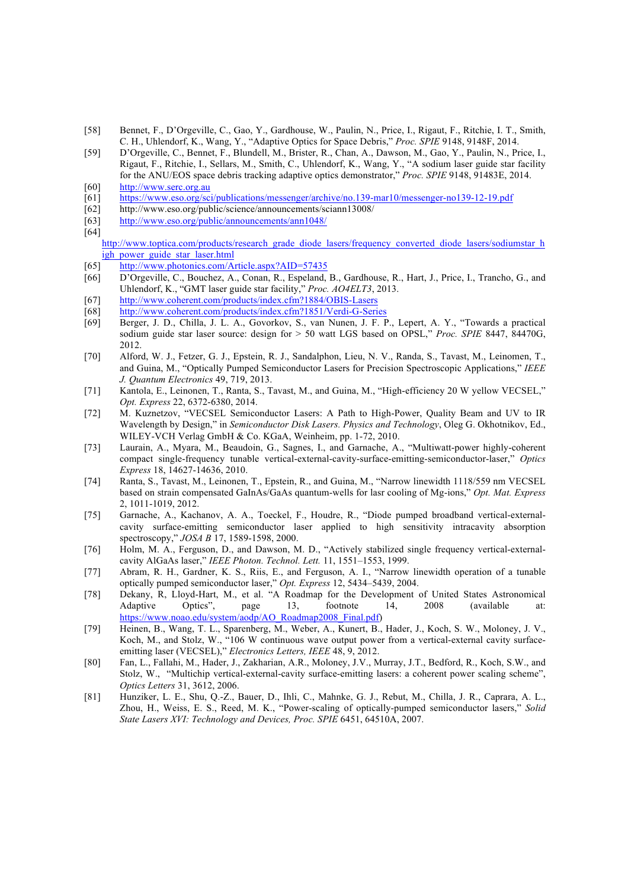[58] Bennet, F., D'Orgeville, C., Gao, Y., Gardhouse, W., Paulin, N., Price, I., Rigaut, F., Ritchie, I. T., Smith, C. H., Uhlendorf, K., Wang, Y., "Adaptive Optics for Space Debris," *Proc. SPIE* 9148, 9148F, 2014.

[59] D'Orgeville, C., Bennet, F., Blundell, M., Brister, R., Chan, A., Dawson, M., Gao, Y., Paulin, N., Price, I., Rigaut, F., Ritchie, I., Sellars, M., Smith, C., Uhlendorf, K., Wang, Y., "A sodium laser guide star facility for the ANU/EOS space debris tracking adaptive optics demonstrator," *Proc. SPIE* 9148, 91483E, 2014.

[60] http://www.serc.org.au

[61] https://www.eso.org/sci/publications/messenger/archive/no.139-mar10/messenger-no139-12-19.pdf

[62] http://www.eso.org/public/science/announcements/sciann13008/

[63] http://www.eso.org/public/announcements/ann1048/

[64] http://www.toptica.com/products/research_grade_diode_lasers/frequency_converted_diode_lasers/sodiumstar_high_power_guide_star_laser.html

[65] http://www.photonics.com/Article.aspx?AID=57435

[66] D'Orgeville, C., Bouchez, A., Conan, R., Espeland, B., Gardhouse, R., Hart, J., Price, I., Trancho, G., and Uhlendorf, K., "GMT laser guide star facility," *Proc. AO4ELT3*, 2013.

[67] http://www.coherent.com/products/index.cfm?1884/OBIS-Lasers

[68] http://www.coherent.com/products/index.cfm?1851/Verdi-G-Series

[69] Berger, J. D., Chilla, J. L. A., Govorkov, S., van Nunen, J. F. P., Lepert, A. Y., "Towards a practical sodium guide star laser source: design for > 50 watt LGS based on OPSL," *Proc. SPIE* 8447, 84470G, 2012.

[70] Alford, W. J., Fetzer, G. J., Epstein, R. J., Sandalphon, Lieu, N. V., Randa, S., Tavast, M., Leinomen, T., and Guina, M., "Optically Pumped Semiconductor Lasers for Precision Spectroscopic Applications," *IEEE J. Quantum Electronics* 49, 719, 2013.

[71] Kantola, E., Leinonen, T., Ranta, S., Tavast, M., and Guina, M., "High-efficiency 20 W yellow VECSEL," *Opt. Express* 22, 6372-6380, 2014.

[72] M. Kuznetzov, "VECSEL Semiconductor Lasers: A Path to High-Power, Quality Beam and UV to IR Wavelength by Design," in *Semiconductor Disk Lasers. Physics and Technology*, Oleg G. Okhotnikov, Ed., WILEY-VCH Verlag GmbH & Co. KGaA, Weinheim, pp. 1-72, 2010.

[73] Laurain, A., Myara, M., Beaudoin, G., Sagnes, I., and Garnache, A., "Multiwatt-power highly-coherent compact single-frequency tunable vertical-external-cavity-surface-emitting-semiconductor-laser," *Optics Express* 18, 14627-14636, 2010.

[74] Ranta, S., Tavast, M., Leinonen, T., Epstein, R., and Guina, M., "Narrow linewidth 1118/559 nm VECSEL based on strain compensated GaInAs/GaAs quantum-wells for lasr cooling of Mg-ions," *Opt. Mat. Express* 2, 1011-1019, 2012.

[75] Garnache, A., Kachanov, A. A., Toeckel, F., Houdre, R., "Diode pumped broadband vertical-external-cavity surface-emitting semiconductor laser applied to high sensitivity intracavity absorption spectroscopy," *JOSA B* 17, 1589-1598, 2000.

[76] Holm, M. A., Ferguson, D., and Dawson, M. D., "Actively stabilized single frequency vertical-external-cavity AlGaAs laser," *IEEE Photon. Technol. Lett.* 11, 1551–1553, 1999.

[77] Abram, R. H., Gardner, K. S., Riis, E., and Ferguson, A. I., "Narrow linewidth operation of a tunable optically pumped semiconductor laser," *Opt. Express* 12, 5434–5439, 2004.

[78] Dekany, R, Lloyd-Hart, M., et al. "A Roadmap for the Development of United States Astronomical Adaptive Optics", page 13, footnote 14, 2008 (available at: https://www.noao.edu/system/aodp/AO_Roadmap2008_Final.pdf)

[79] Heinen, B., Wang, T. L., Sparenberg, M., Weber, A., Kunert, B., Hader, J., Koch, S. W., Moloney, J. V., Koch, M., and Stolz, W., "106 W continuous wave output power from a vertical-external cavity surface-emitting laser (VECSEL)," *Electronics Letters, IEEE* 48, 9, 2012.

[80] Fan, L., Fallahi, M., Hader, J., Zakharian, A.R., Moloney, J.V., Murray, J.T., Bedford, R., Koch, S.W., and Stolz, W., "Multichip vertical-external-cavity surface-emitting lasers: a coherent power scaling scheme", *Optics Letters* 31, 3612, 2006.

[81] Hunziker, L. E., Shu, Q.-Z., Bauer, D., Ihli, C., Mahnke, G. J., Rebut, M., Chilla, J. R., Caprara, A. L., Zhou, H., Weiss, E. S., Reed, M. K., "Power-scaling of optically-pumped semiconductor lasers," *Solid State Lasers XVI: Technology and Devices, Proc. SPIE* 6451, 64510A, 2007.